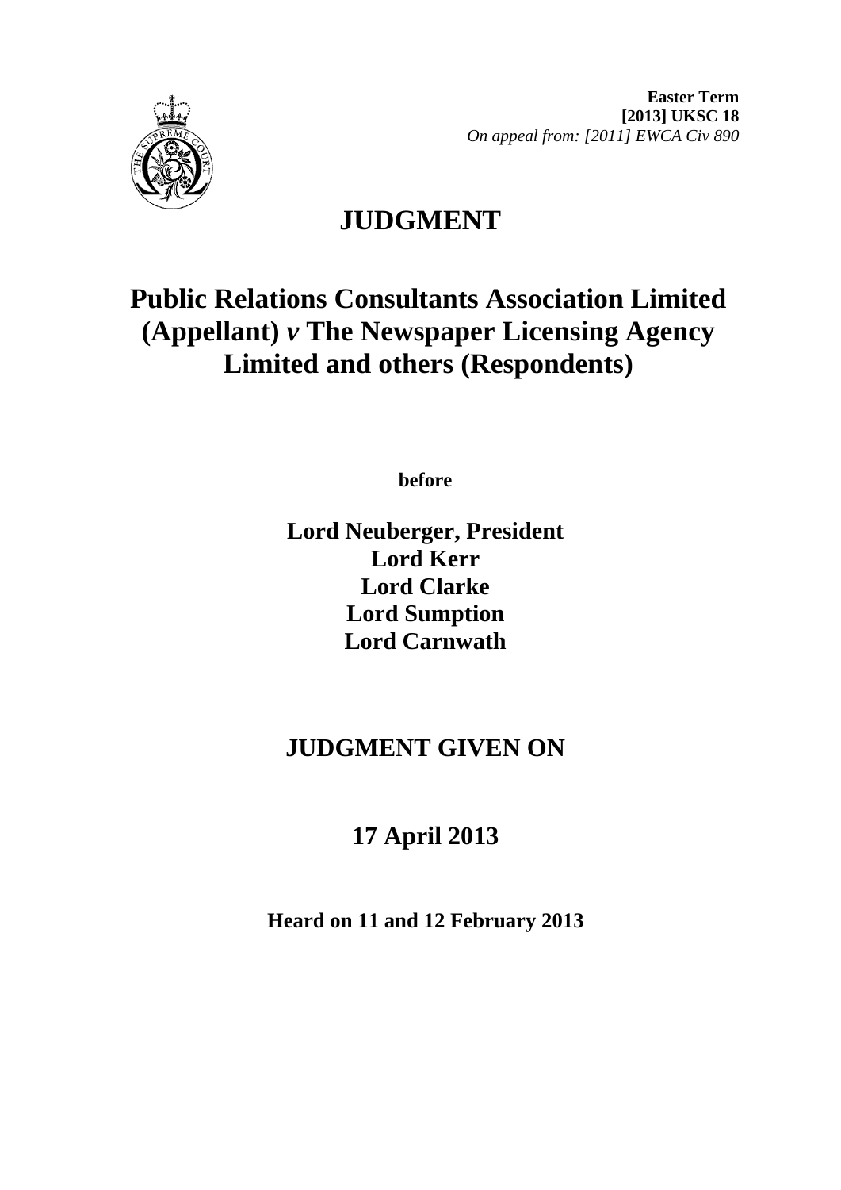**Easter Term**
**[2013] UKSC 18**
*On appeal from: [2011] EWCA Civ 890*

# JUDGMENT

# Public Relations Consultants Association Limited (Appellant) *v* The Newspaper Licensing Agency Limited and others (Respondents)

**before**

**Lord Neuberger, President**
**Lord Kerr**
**Lord Clarke**
**Lord Sumption**
**Lord Carnwath**

## JUDGMENT GIVEN ON

## 17 April 2013

**Heard on 11 and 12 February 2013**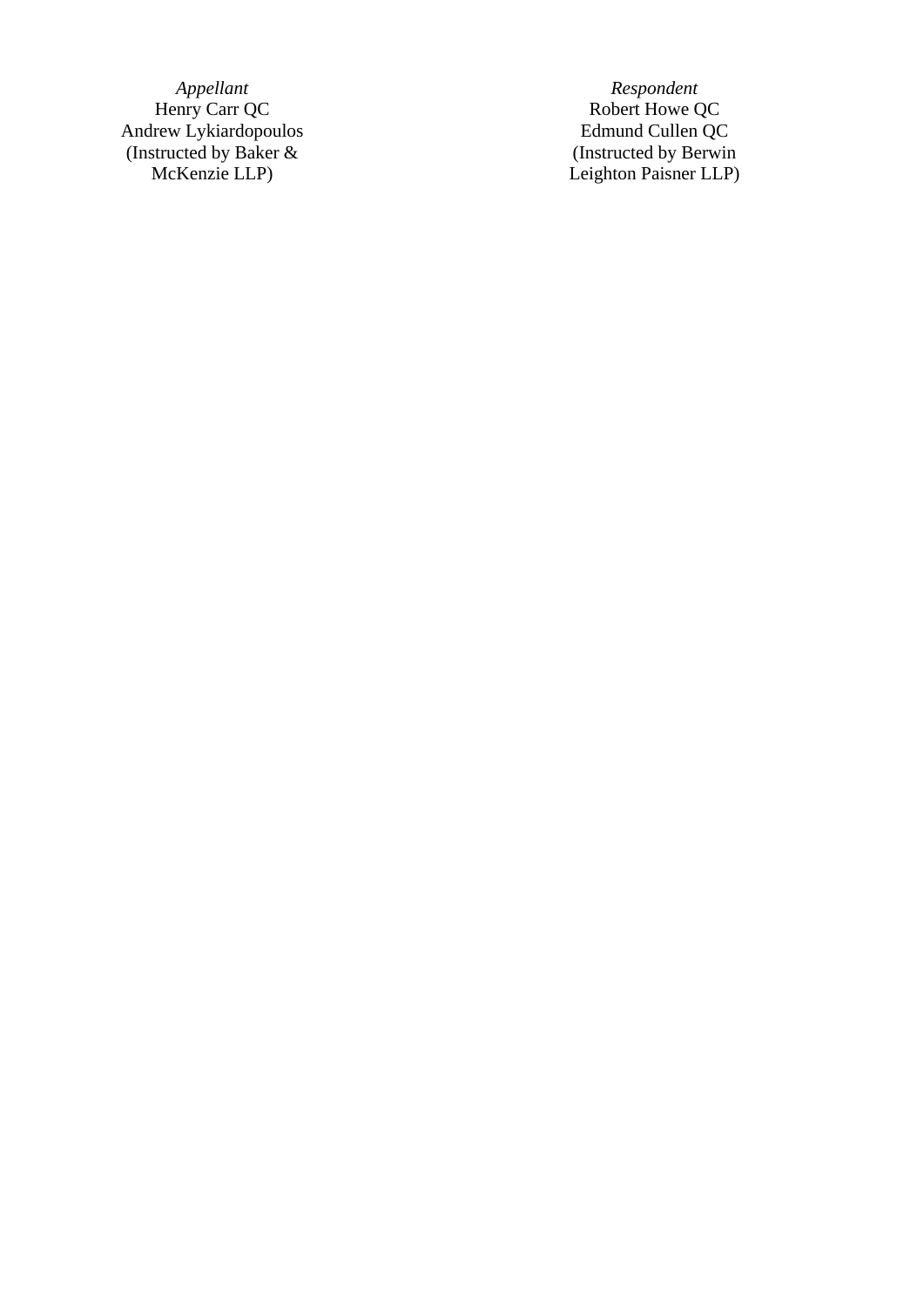| *Appellant* | *Respondent* |
| --- | --- |
| Henry Carr QC | Robert Howe QC |
| Andrew Lykiardopoulos | Edmund Cullen QC |
| (Instructed by Baker & McKenzie LLP) | (Instructed by Berwin Leighton Paisner LLP) |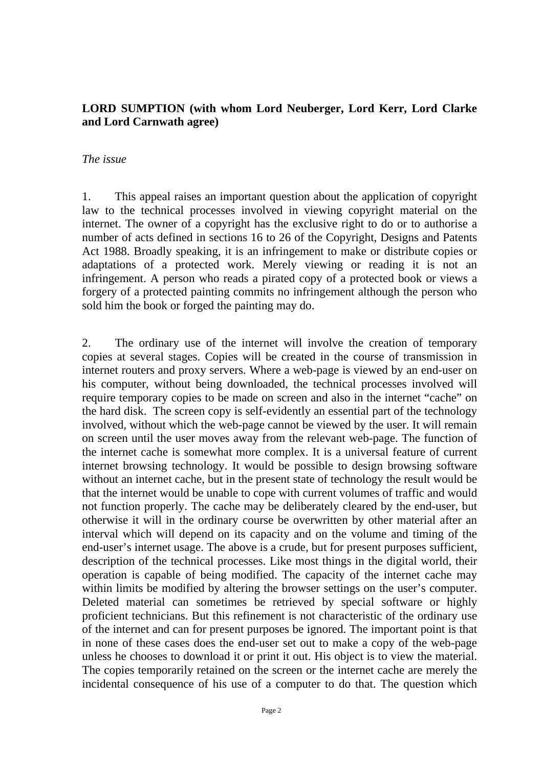**LORD SUMPTION (with whom Lord Neuberger, Lord Kerr, Lord Clarke and Lord Carnwath agree)**

*The issue*

1. This appeal raises an important question about the application of copyright law to the technical processes involved in viewing copyright material on the internet. The owner of a copyright has the exclusive right to do or to authorise a number of acts defined in sections 16 to 26 of the Copyright, Designs and Patents Act 1988. Broadly speaking, it is an infringement to make or distribute copies or adaptations of a protected work. Merely viewing or reading it is not an infringement. A person who reads a pirated copy of a protected book or views a forgery of a protected painting commits no infringement although the person who sold him the book or forged the painting may do.

2. The ordinary use of the internet will involve the creation of temporary copies at several stages. Copies will be created in the course of transmission in internet routers and proxy servers. Where a web-page is viewed by an end-user on his computer, without being downloaded, the technical processes involved will require temporary copies to be made on screen and also in the internet "cache" on the hard disk. The screen copy is self-evidently an essential part of the technology involved, without which the web-page cannot be viewed by the user. It will remain on screen until the user moves away from the relevant web-page. The function of the internet cache is somewhat more complex. It is a universal feature of current internet browsing technology. It would be possible to design browsing software without an internet cache, but in the present state of technology the result would be that the internet would be unable to cope with current volumes of traffic and would not function properly. The cache may be deliberately cleared by the end-user, but otherwise it will in the ordinary course be overwritten by other material after an interval which will depend on its capacity and on the volume and timing of the end-user's internet usage. The above is a crude, but for present purposes sufficient, description of the technical processes. Like most things in the digital world, their operation is capable of being modified. The capacity of the internet cache may within limits be modified by altering the browser settings on the user's computer. Deleted material can sometimes be retrieved by special software or highly proficient technicians. But this refinement is not characteristic of the ordinary use of the internet and can for present purposes be ignored. The important point is that in none of these cases does the end-user set out to make a copy of the web-page unless he chooses to download it or print it out. His object is to view the material. The copies temporarily retained on the screen or the internet cache are merely the incidental consequence of his use of a computer to do that. The question which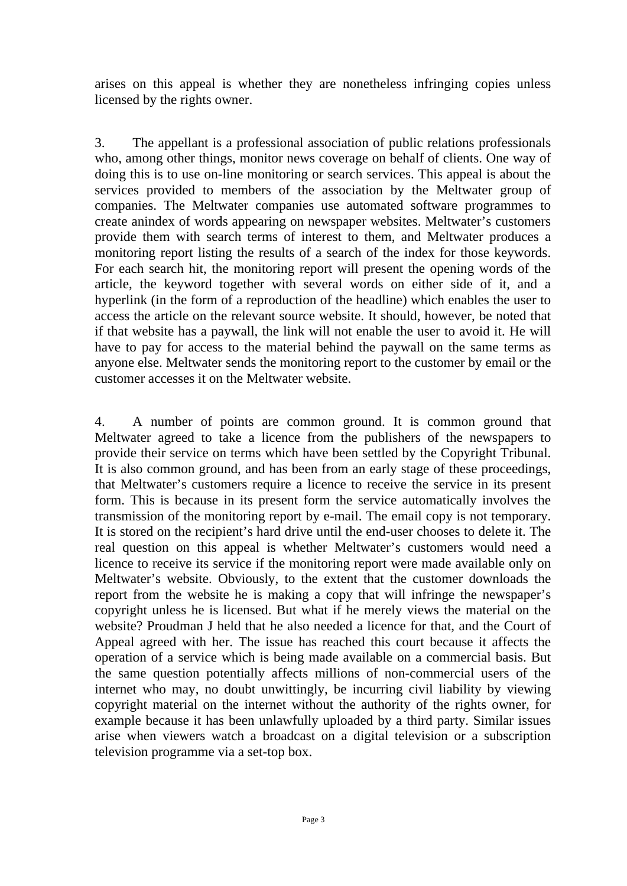arises on this appeal is whether they are nonetheless infringing copies unless licensed by the rights owner.

3. The appellant is a professional association of public relations professionals who, among other things, monitor news coverage on behalf of clients. One way of doing this is to use on-line monitoring or search services. This appeal is about the services provided to members of the association by the Meltwater group of companies. The Meltwater companies use automated software programmes to create anindex of words appearing on newspaper websites. Meltwater's customers provide them with search terms of interest to them, and Meltwater produces a monitoring report listing the results of a search of the index for those keywords. For each search hit, the monitoring report will present the opening words of the article, the keyword together with several words on either side of it, and a hyperlink (in the form of a reproduction of the headline) which enables the user to access the article on the relevant source website. It should, however, be noted that if that website has a paywall, the link will not enable the user to avoid it. He will have to pay for access to the material behind the paywall on the same terms as anyone else. Meltwater sends the monitoring report to the customer by email or the customer accesses it on the Meltwater website.

4. A number of points are common ground. It is common ground that Meltwater agreed to take a licence from the publishers of the newspapers to provide their service on terms which have been settled by the Copyright Tribunal. It is also common ground, and has been from an early stage of these proceedings, that Meltwater's customers require a licence to receive the service in its present form. This is because in its present form the service automatically involves the transmission of the monitoring report by e-mail. The email copy is not temporary. It is stored on the recipient's hard drive until the end-user chooses to delete it. The real question on this appeal is whether Meltwater's customers would need a licence to receive its service if the monitoring report were made available only on Meltwater's website. Obviously, to the extent that the customer downloads the report from the website he is making a copy that will infringe the newspaper's copyright unless he is licensed. But what if he merely views the material on the website? Proudman J held that he also needed a licence for that, and the Court of Appeal agreed with her. The issue has reached this court because it affects the operation of a service which is being made available on a commercial basis. But the same question potentially affects millions of non-commercial users of the internet who may, no doubt unwittingly, be incurring civil liability by viewing copyright material on the internet without the authority of the rights owner, for example because it has been unlawfully uploaded by a third party. Similar issues arise when viewers watch a broadcast on a digital television or a subscription television programme via a set-top box.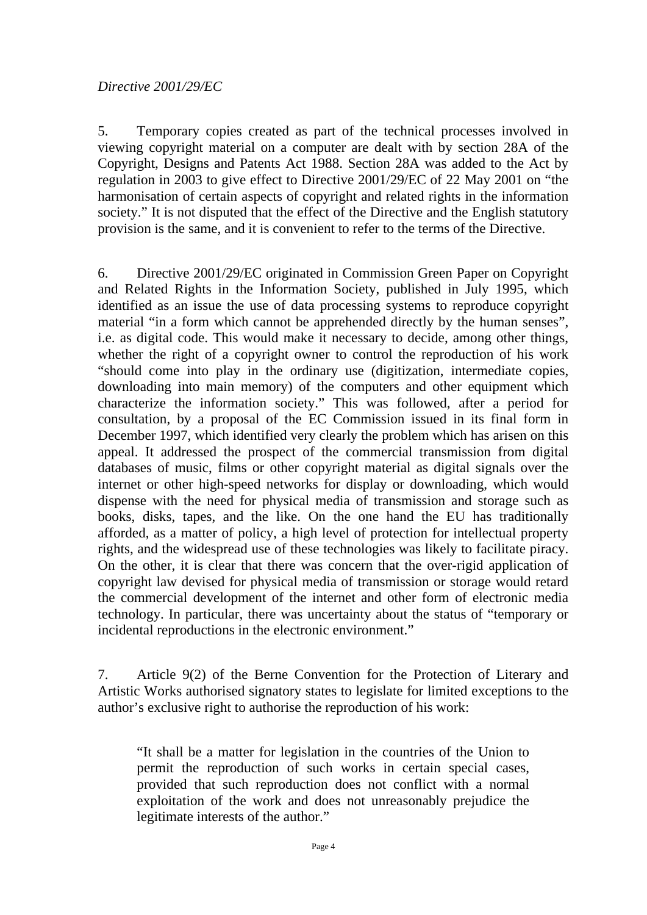*Directive 2001/29/EC*

5. Temporary copies created as part of the technical processes involved in viewing copyright material on a computer are dealt with by section 28A of the Copyright, Designs and Patents Act 1988. Section 28A was added to the Act by regulation in 2003 to give effect to Directive 2001/29/EC of 22 May 2001 on "the harmonisation of certain aspects of copyright and related rights in the information society." It is not disputed that the effect of the Directive and the English statutory provision is the same, and it is convenient to refer to the terms of the Directive.

6. Directive 2001/29/EC originated in Commission Green Paper on Copyright and Related Rights in the Information Society, published in July 1995, which identified as an issue the use of data processing systems to reproduce copyright material "in a form which cannot be apprehended directly by the human senses", i.e. as digital code. This would make it necessary to decide, among other things, whether the right of a copyright owner to control the reproduction of his work "should come into play in the ordinary use (digitization, intermediate copies, downloading into main memory) of the computers and other equipment which characterize the information society." This was followed, after a period for consultation, by a proposal of the EC Commission issued in its final form in December 1997, which identified very clearly the problem which has arisen on this appeal. It addressed the prospect of the commercial transmission from digital databases of music, films or other copyright material as digital signals over the internet or other high-speed networks for display or downloading, which would dispense with the need for physical media of transmission and storage such as books, disks, tapes, and the like. On the one hand the EU has traditionally afforded, as a matter of policy, a high level of protection for intellectual property rights, and the widespread use of these technologies was likely to facilitate piracy. On the other, it is clear that there was concern that the over-rigid application of copyright law devised for physical media of transmission or storage would retard the commercial development of the internet and other form of electronic media technology. In particular, there was uncertainty about the status of "temporary or incidental reproductions in the electronic environment."

7. Article 9(2) of the Berne Convention for the Protection of Literary and Artistic Works authorised signatory states to legislate for limited exceptions to the author's exclusive right to authorise the reproduction of his work:

> "It shall be a matter for legislation in the countries of the Union to permit the reproduction of such works in certain special cases, provided that such reproduction does not conflict with a normal exploitation of the work and does not unreasonably prejudice the legitimate interests of the author."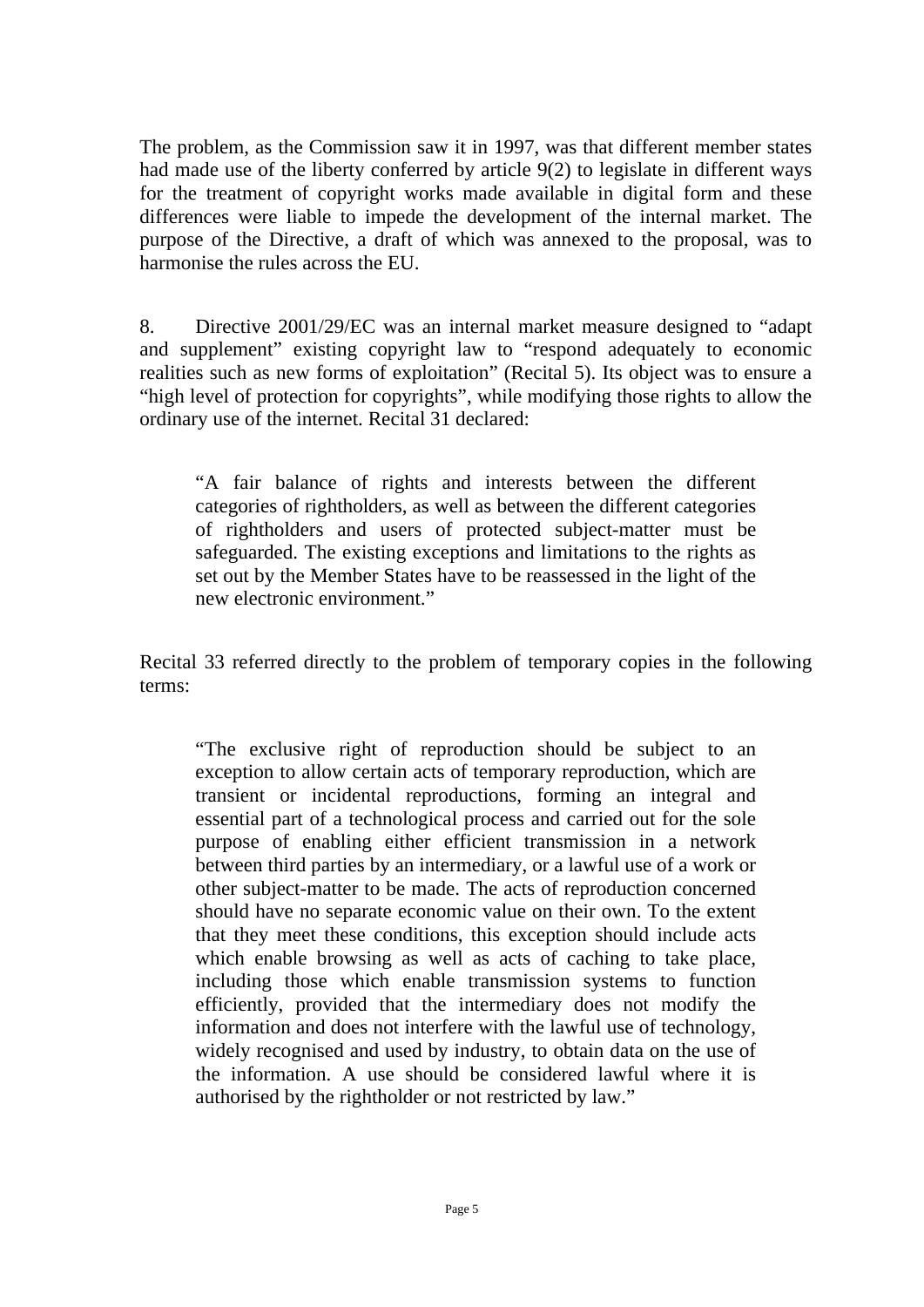The problem, as the Commission saw it in 1997, was that different member states had made use of the liberty conferred by article 9(2) to legislate in different ways for the treatment of copyright works made available in digital form and these differences were liable to impede the development of the internal market. The purpose of the Directive, a draft of which was annexed to the proposal, was to harmonise the rules across the EU.

8. Directive 2001/29/EC was an internal market measure designed to "adapt and supplement" existing copyright law to "respond adequately to economic realities such as new forms of exploitation" (Recital 5). Its object was to ensure a "high level of protection for copyrights", while modifying those rights to allow the ordinary use of the internet. Recital 31 declared:

> "A fair balance of rights and interests between the different categories of rightholders, as well as between the different categories of rightholders and users of protected subject-matter must be safeguarded. The existing exceptions and limitations to the rights as set out by the Member States have to be reassessed in the light of the new electronic environment."

Recital 33 referred directly to the problem of temporary copies in the following terms:

> "The exclusive right of reproduction should be subject to an exception to allow certain acts of temporary reproduction, which are transient or incidental reproductions, forming an integral and essential part of a technological process and carried out for the sole purpose of enabling either efficient transmission in a network between third parties by an intermediary, or a lawful use of a work or other subject-matter to be made. The acts of reproduction concerned should have no separate economic value on their own. To the extent that they meet these conditions, this exception should include acts which enable browsing as well as acts of caching to take place, including those which enable transmission systems to function efficiently, provided that the intermediary does not modify the information and does not interfere with the lawful use of technology, widely recognised and used by industry, to obtain data on the use of the information. A use should be considered lawful where it is authorised by the rightholder or not restricted by law."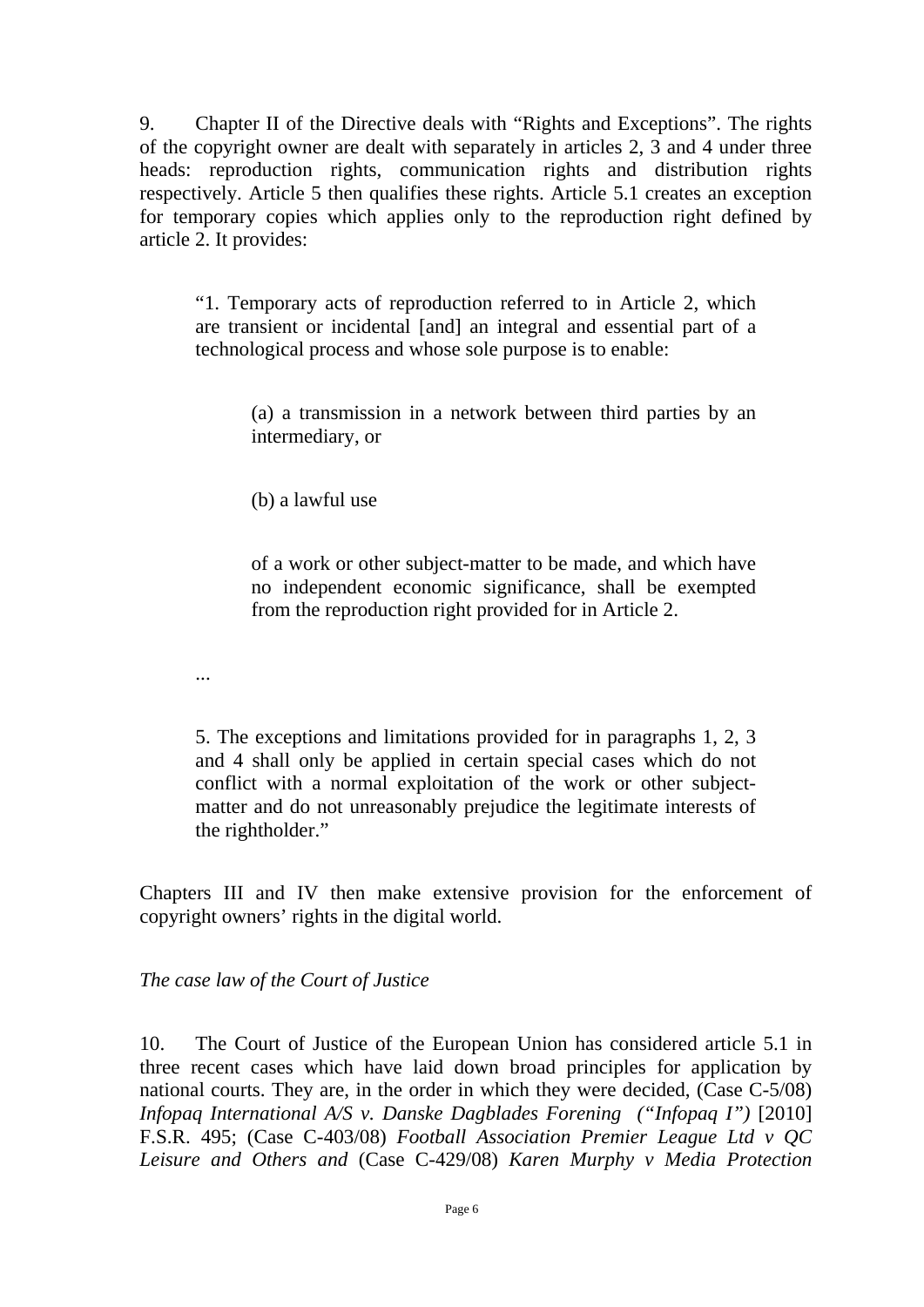9. Chapter II of the Directive deals with "Rights and Exceptions". The rights of the copyright owner are dealt with separately in articles 2, 3 and 4 under three heads: reproduction rights, communication rights and distribution rights respectively. Article 5 then qualifies these rights. Article 5.1 creates an exception for temporary copies which applies only to the reproduction right defined by article 2. It provides:

> "1. Temporary acts of reproduction referred to in Article 2, which are transient or incidental [and] an integral and essential part of a technological process and whose sole purpose is to enable:
>
> > (a) a transmission in a network between third parties by an intermediary, or
> >
> > (b) a lawful use
> >
> > of a work or other subject-matter to be made, and which have no independent economic significance, shall be exempted from the reproduction right provided for in Article 2.
>
> ...
>
> 5. The exceptions and limitations provided for in paragraphs 1, 2, 3 and 4 shall only be applied in certain special cases which do not conflict with a normal exploitation of the work or other subject-matter and do not unreasonably prejudice the legitimate interests of the rightholder."

Chapters III and IV then make extensive provision for the enforcement of copyright owners' rights in the digital world.

*The case law of the Court of Justice*

10. The Court of Justice of the European Union has considered article 5.1 in three recent cases which have laid down broad principles for application by national courts. They are, in the order in which they were decided, (Case C-5/08) *Infopaq International A/S v. Danske Dagblades Forening ("Infopaq I")* [2010] F.S.R. 495; (Case C-403/08) *Football Association Premier League Ltd v QC Leisure and Others and* (Case C-429/08) *Karen Murphy v Media Protection*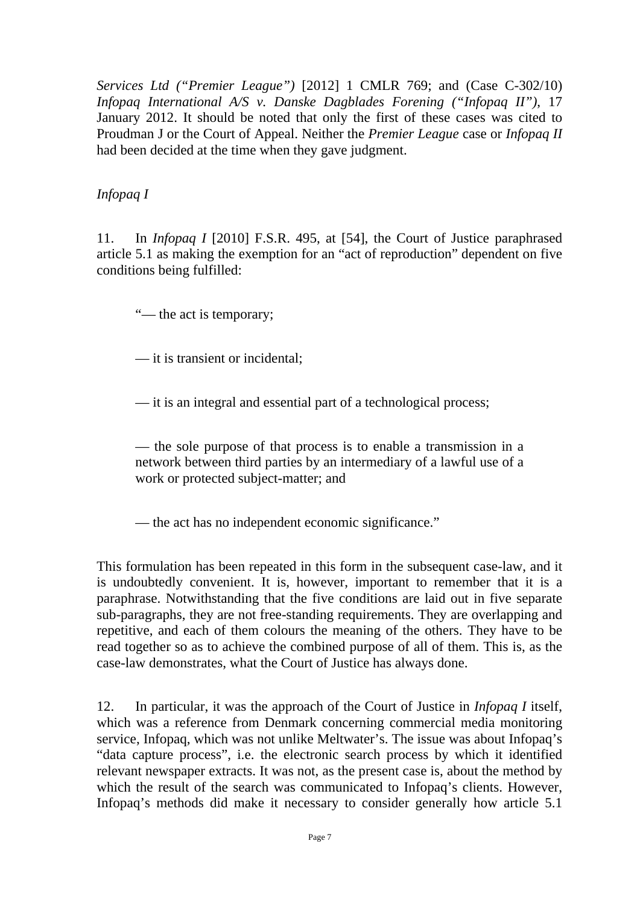*Services Ltd ("Premier League")* [2012] 1 CMLR 769; and (Case C-302/10) *Infopaq International A/S v. Danske Dagblades Forening ("Infopaq II")*, 17 January 2012. It should be noted that only the first of these cases was cited to Proudman J or the Court of Appeal. Neither the *Premier League* case or *Infopaq II* had been decided at the time when they gave judgment.

*Infopaq I*

11. In *Infopaq I* [2010] F.S.R. 495, at [54], the Court of Justice paraphrased article 5.1 as making the exemption for an "act of reproduction" dependent on five conditions being fulfilled:

> "— the act is temporary;
>
> — it is transient or incidental;
>
> — it is an integral and essential part of a technological process;
>
> — the sole purpose of that process is to enable a transmission in a network between third parties by an intermediary of a lawful use of a work or protected subject-matter; and
>
> — the act has no independent economic significance."

This formulation has been repeated in this form in the subsequent case-law, and it is undoubtedly convenient. It is, however, important to remember that it is a paraphrase. Notwithstanding that the five conditions are laid out in five separate sub-paragraphs, they are not free-standing requirements. They are overlapping and repetitive, and each of them colours the meaning of the others. They have to be read together so as to achieve the combined purpose of all of them. This is, as the case-law demonstrates, what the Court of Justice has always done.

12. In particular, it was the approach of the Court of Justice in *Infopaq I* itself, which was a reference from Denmark concerning commercial media monitoring service, Infopaq, which was not unlike Meltwater's. The issue was about Infopaq's "data capture process", i.e. the electronic search process by which it identified relevant newspaper extracts. It was not, as the present case is, about the method by which the result of the search was communicated to Infopaq's clients. However, Infopaq's methods did make it necessary to consider generally how article 5.1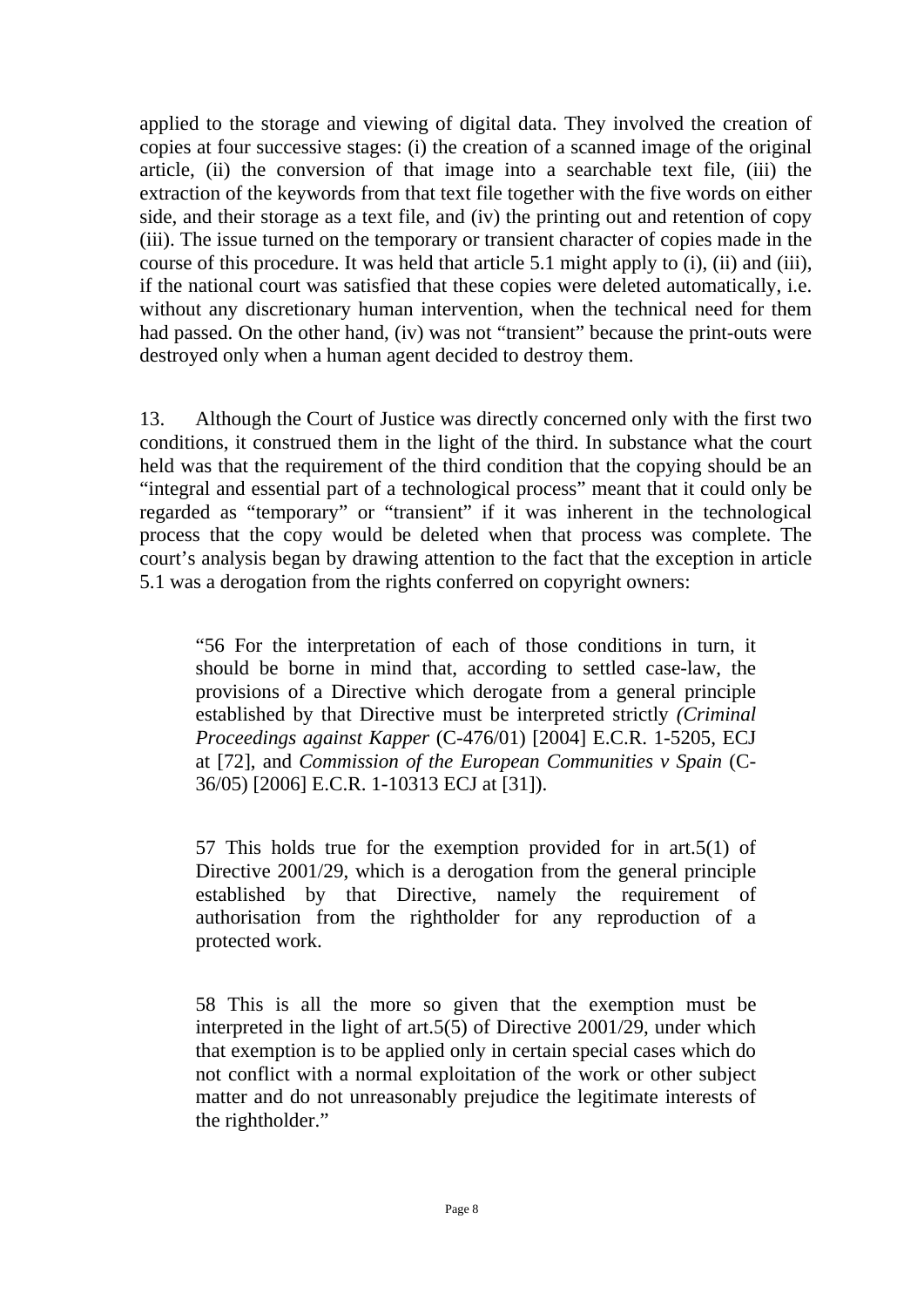applied to the storage and viewing of digital data. They involved the creation of copies at four successive stages: (i) the creation of a scanned image of the original article, (ii) the conversion of that image into a searchable text file, (iii) the extraction of the keywords from that text file together with the five words on either side, and their storage as a text file, and (iv) the printing out and retention of copy (iii). The issue turned on the temporary or transient character of copies made in the course of this procedure. It was held that article 5.1 might apply to (i), (ii) and (iii), if the national court was satisfied that these copies were deleted automatically, i.e. without any discretionary human intervention, when the technical need for them had passed. On the other hand, (iv) was not "transient" because the print-outs were destroyed only when a human agent decided to destroy them.

13. Although the Court of Justice was directly concerned only with the first two conditions, it construed them in the light of the third. In substance what the court held was that the requirement of the third condition that the copying should be an "integral and essential part of a technological process" meant that it could only be regarded as "temporary" or "transient" if it was inherent in the technological process that the copy would be deleted when that process was complete. The court's analysis began by drawing attention to the fact that the exception in article 5.1 was a derogation from the rights conferred on copyright owners:

> "56 For the interpretation of each of those conditions in turn, it should be borne in mind that, according to settled case-law, the provisions of a Directive which derogate from a general principle established by that Directive must be interpreted strictly *(Criminal Proceedings against Kapper* (C-476/01) [2004] E.C.R. 1-5205, ECJ at [72], and *Commission of the European Communities v Spain* (C-36/05) [2006] E.C.R. 1-10313 ECJ at [31]).
>
> 57 This holds true for the exemption provided for in art.5(1) of Directive 2001/29, which is a derogation from the general principle established by that Directive, namely the requirement of authorisation from the rightholder for any reproduction of a protected work.
>
> 58 This is all the more so given that the exemption must be interpreted in the light of art.5(5) of Directive 2001/29, under which that exemption is to be applied only in certain special cases which do not conflict with a normal exploitation of the work or other subject matter and do not unreasonably prejudice the legitimate interests of the rightholder."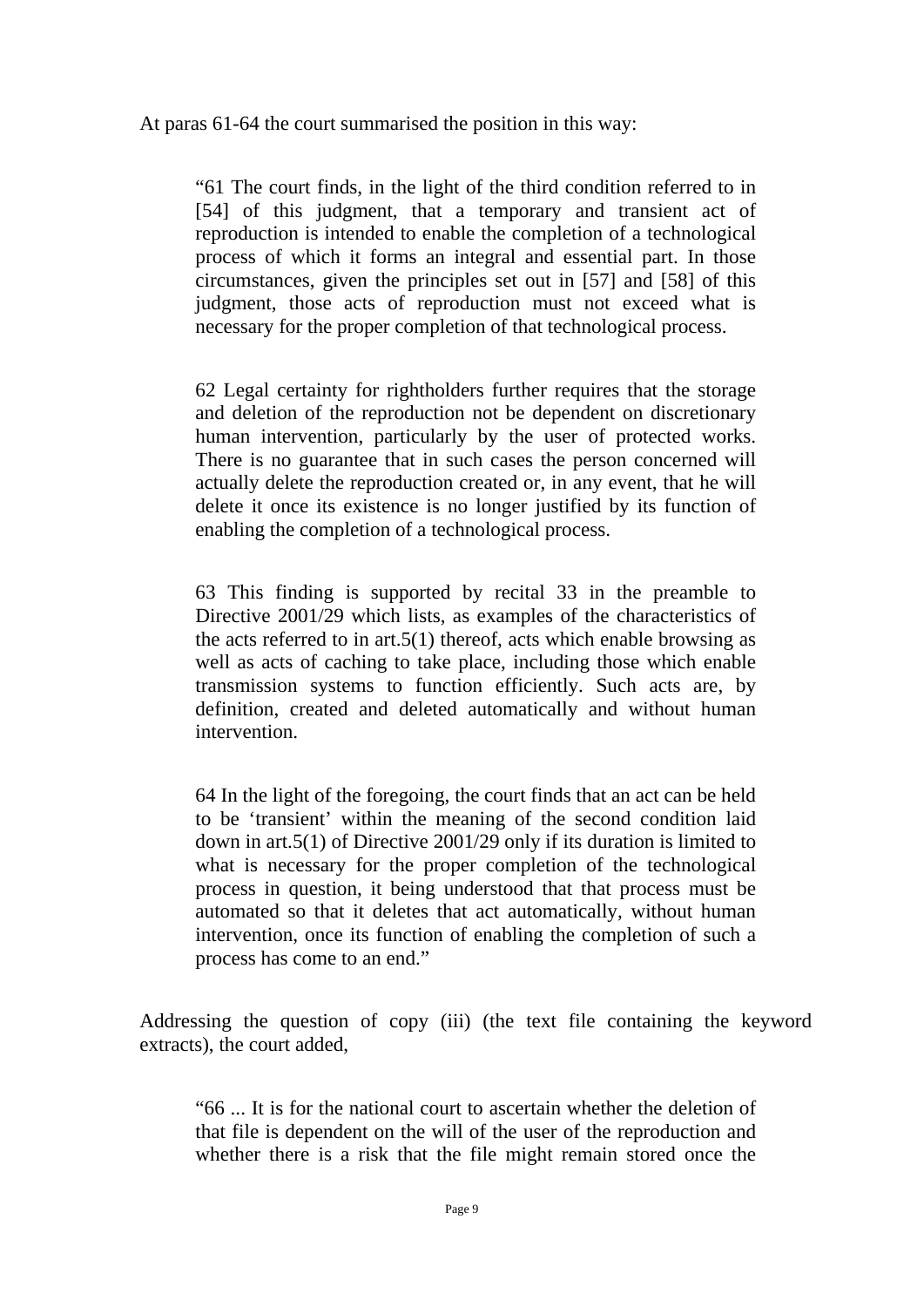At paras 61-64 the court summarised the position in this way:

> "61 The court finds, in the light of the third condition referred to in [54] of this judgment, that a temporary and transient act of reproduction is intended to enable the completion of a technological process of which it forms an integral and essential part. In those circumstances, given the principles set out in [57] and [58] of this judgment, those acts of reproduction must not exceed what is necessary for the proper completion of that technological process.
>
> 62 Legal certainty for rightholders further requires that the storage and deletion of the reproduction not be dependent on discretionary human intervention, particularly by the user of protected works. There is no guarantee that in such cases the person concerned will actually delete the reproduction created or, in any event, that he will delete it once its existence is no longer justified by its function of enabling the completion of a technological process.
>
> 63 This finding is supported by recital 33 in the preamble to Directive 2001/29 which lists, as examples of the characteristics of the acts referred to in art.5(1) thereof, acts which enable browsing as well as acts of caching to take place, including those which enable transmission systems to function efficiently. Such acts are, by definition, created and deleted automatically and without human intervention.
>
> 64 In the light of the foregoing, the court finds that an act can be held to be 'transient' within the meaning of the second condition laid down in art.5(1) of Directive 2001/29 only if its duration is limited to what is necessary for the proper completion of the technological process in question, it being understood that that process must be automated so that it deletes that act automatically, without human intervention, once its function of enabling the completion of such a process has come to an end."

Addressing the question of copy (iii) (the text file containing the keyword extracts), the court added,

> "66 ... It is for the national court to ascertain whether the deletion of that file is dependent on the will of the user of the reproduction and whether there is a risk that the file might remain stored once the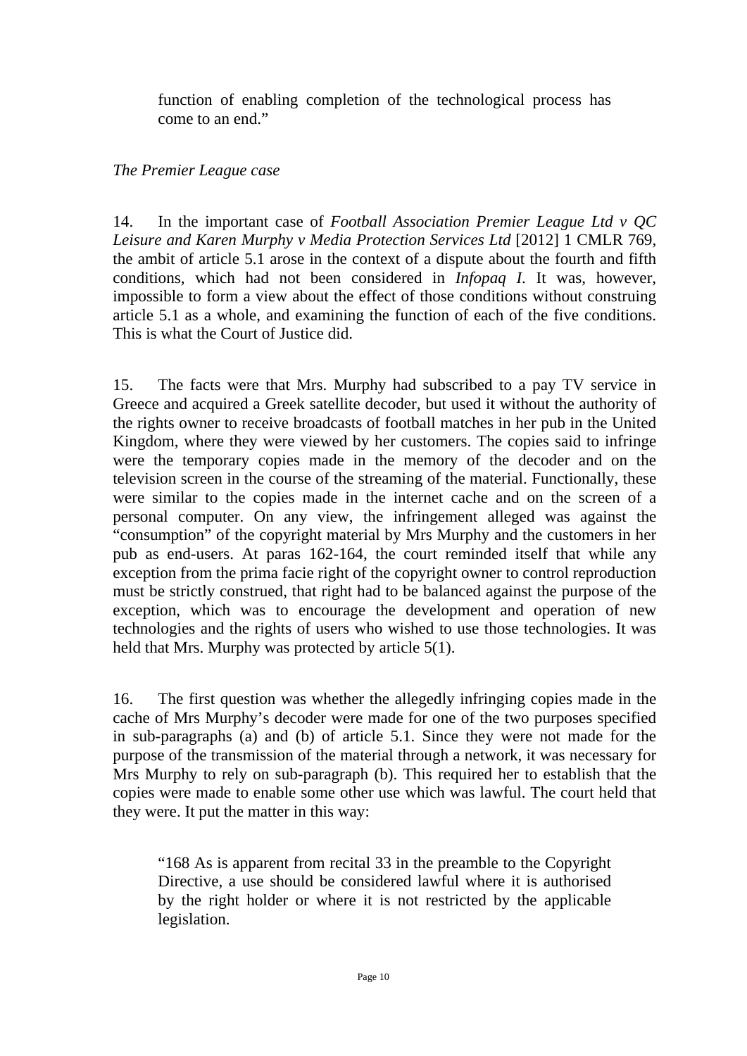function of enabling completion of the technological process has come to an end."

*The Premier League case*

14. In the important case of *Football Association Premier League Ltd v QC Leisure and Karen Murphy v Media Protection Services Ltd* [2012] 1 CMLR 769, the ambit of article 5.1 arose in the context of a dispute about the fourth and fifth conditions, which had not been considered in *Infopaq I*. It was, however, impossible to form a view about the effect of those conditions without construing article 5.1 as a whole, and examining the function of each of the five conditions. This is what the Court of Justice did.

15. The facts were that Mrs. Murphy had subscribed to a pay TV service in Greece and acquired a Greek satellite decoder, but used it without the authority of the rights owner to receive broadcasts of football matches in her pub in the United Kingdom, where they were viewed by her customers. The copies said to infringe were the temporary copies made in the memory of the decoder and on the television screen in the course of the streaming of the material. Functionally, these were similar to the copies made in the internet cache and on the screen of a personal computer. On any view, the infringement alleged was against the "consumption" of the copyright material by Mrs Murphy and the customers in her pub as end-users. At paras 162-164, the court reminded itself that while any exception from the prima facie right of the copyright owner to control reproduction must be strictly construed, that right had to be balanced against the purpose of the exception, which was to encourage the development and operation of new technologies and the rights of users who wished to use those technologies. It was held that Mrs. Murphy was protected by article 5(1).

16. The first question was whether the allegedly infringing copies made in the cache of Mrs Murphy's decoder were made for one of the two purposes specified in sub-paragraphs (a) and (b) of article 5.1. Since they were not made for the purpose of the transmission of the material through a network, it was necessary for Mrs Murphy to rely on sub-paragraph (b). This required her to establish that the copies were made to enable some other use which was lawful. The court held that they were. It put the matter in this way:

> "168 As is apparent from recital 33 in the preamble to the Copyright Directive, a use should be considered lawful where it is authorised by the right holder or where it is not restricted by the applicable legislation.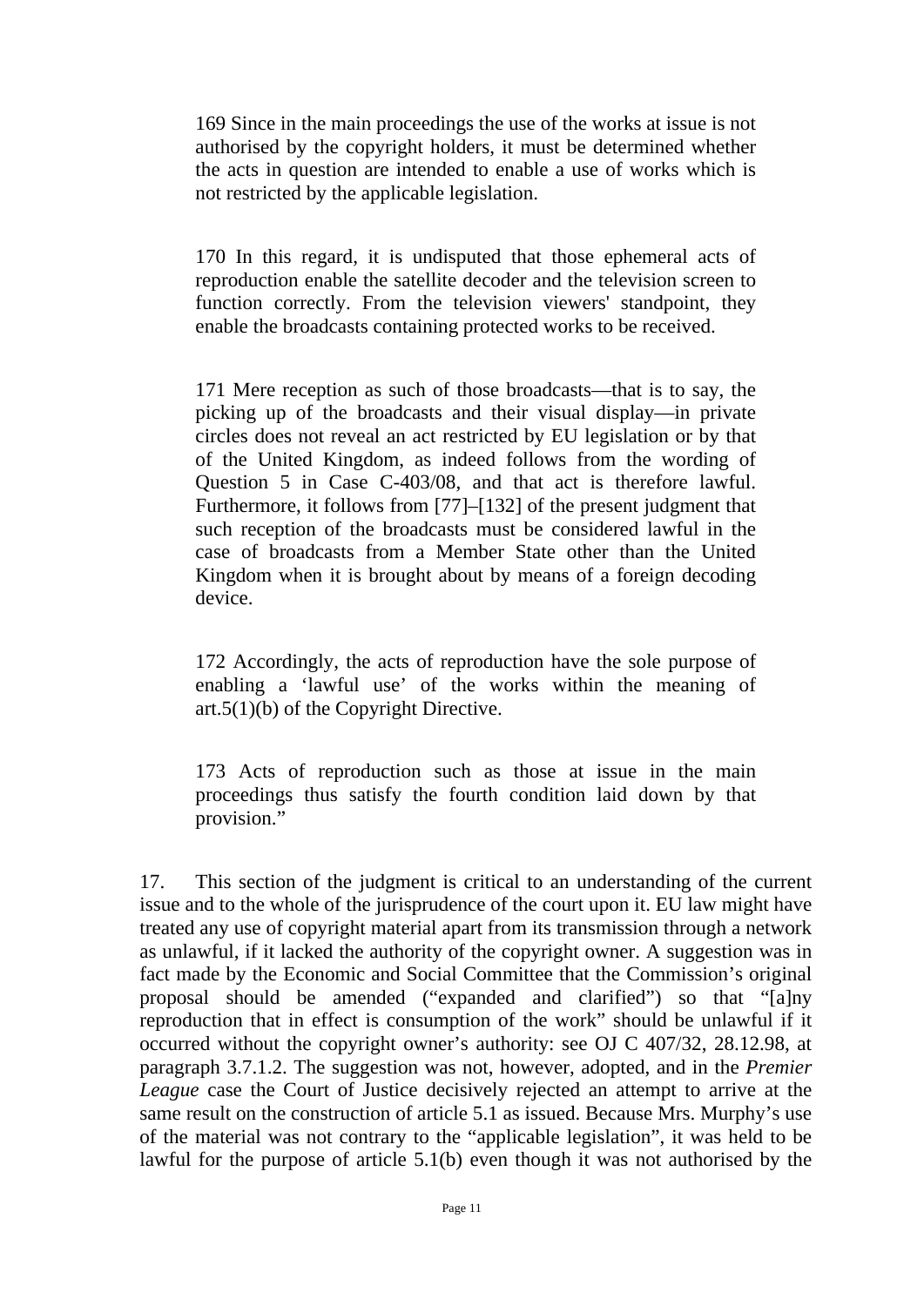> 169 Since in the main proceedings the use of the works at issue is not authorised by the copyright holders, it must be determined whether the acts in question are intended to enable a use of works which is not restricted by the applicable legislation.
>
> 170 In this regard, it is undisputed that those ephemeral acts of reproduction enable the satellite decoder and the television screen to function correctly. From the television viewers' standpoint, they enable the broadcasts containing protected works to be received.
>
> 171 Mere reception as such of those broadcasts—that is to say, the picking up of the broadcasts and their visual display—in private circles does not reveal an act restricted by EU legislation or by that of the United Kingdom, as indeed follows from the wording of Question 5 in Case C-403/08, and that act is therefore lawful. Furthermore, it follows from [77]–[132] of the present judgment that such reception of the broadcasts must be considered lawful in the case of broadcasts from a Member State other than the United Kingdom when it is brought about by means of a foreign decoding device.
>
> 172 Accordingly, the acts of reproduction have the sole purpose of enabling a 'lawful use' of the works within the meaning of art.5(1)(b) of the Copyright Directive.
>
> 173 Acts of reproduction such as those at issue in the main proceedings thus satisfy the fourth condition laid down by that provision."

17. This section of the judgment is critical to an understanding of the current issue and to the whole of the jurisprudence of the court upon it. EU law might have treated any use of copyright material apart from its transmission through a network as unlawful, if it lacked the authority of the copyright owner. A suggestion was in fact made by the Economic and Social Committee that the Commission's original proposal should be amended ("expanded and clarified") so that "[a]ny reproduction that in effect is consumption of the work" should be unlawful if it occurred without the copyright owner's authority: see OJ C 407/32, 28.12.98, at paragraph 3.7.1.2. The suggestion was not, however, adopted, and in the *Premier League* case the Court of Justice decisively rejected an attempt to arrive at the same result on the construction of article 5.1 as issued. Because Mrs. Murphy's use of the material was not contrary to the "applicable legislation", it was held to be lawful for the purpose of article 5.1(b) even though it was not authorised by the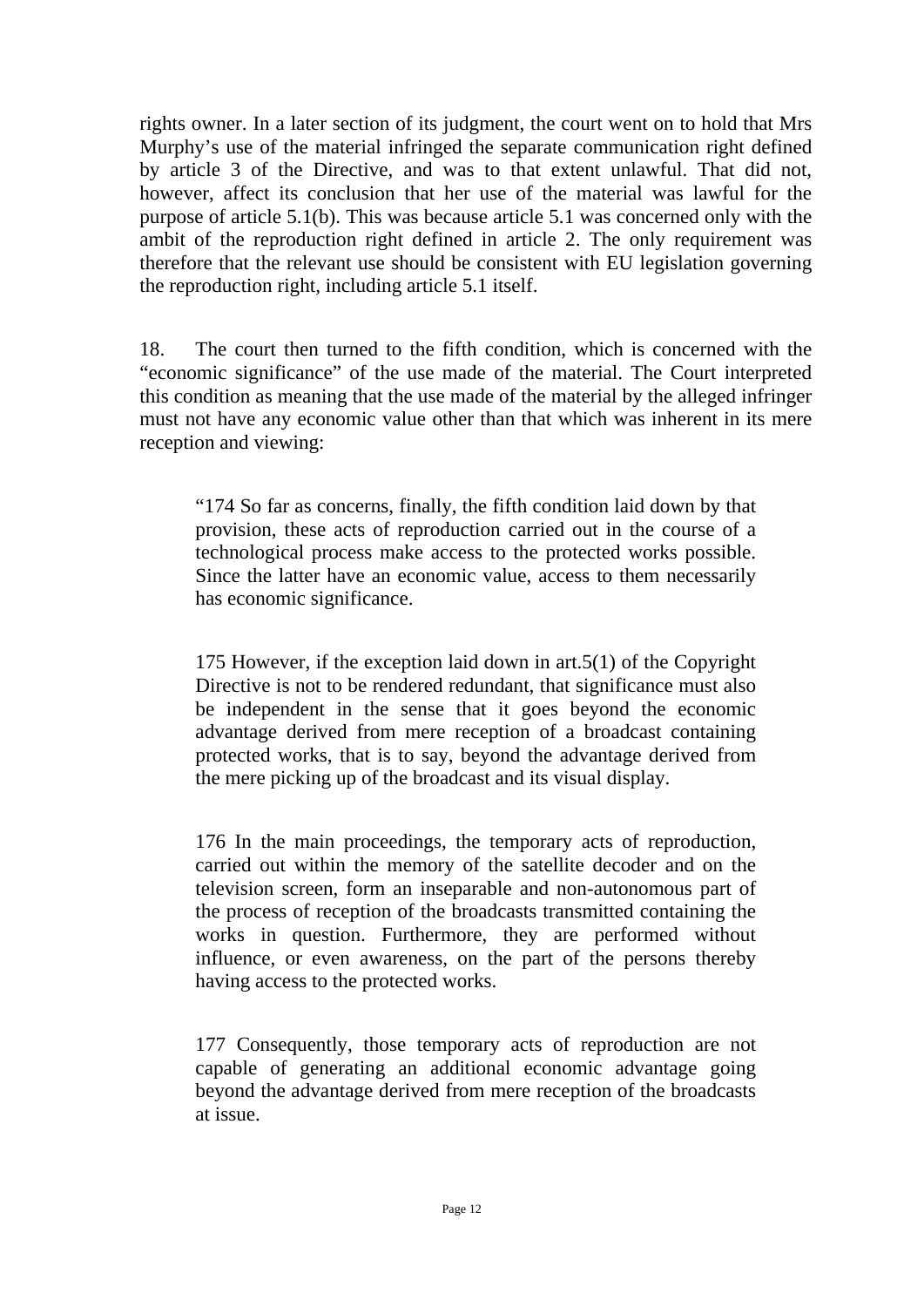rights owner. In a later section of its judgment, the court went on to hold that Mrs Murphy's use of the material infringed the separate communication right defined by article 3 of the Directive, and was to that extent unlawful. That did not, however, affect its conclusion that her use of the material was lawful for the purpose of article 5.1(b). This was because article 5.1 was concerned only with the ambit of the reproduction right defined in article 2. The only requirement was therefore that the relevant use should be consistent with EU legislation governing the reproduction right, including article 5.1 itself.

18. The court then turned to the fifth condition, which is concerned with the "economic significance" of the use made of the material. The Court interpreted this condition as meaning that the use made of the material by the alleged infringer must not have any economic value other than that which was inherent in its mere reception and viewing:

> "174 So far as concerns, finally, the fifth condition laid down by that provision, these acts of reproduction carried out in the course of a technological process make access to the protected works possible. Since the latter have an economic value, access to them necessarily has economic significance.
>
> 175 However, if the exception laid down in art.5(1) of the Copyright Directive is not to be rendered redundant, that significance must also be independent in the sense that it goes beyond the economic advantage derived from mere reception of a broadcast containing protected works, that is to say, beyond the advantage derived from the mere picking up of the broadcast and its visual display.
>
> 176 In the main proceedings, the temporary acts of reproduction, carried out within the memory of the satellite decoder and on the television screen, form an inseparable and non-autonomous part of the process of reception of the broadcasts transmitted containing the works in question. Furthermore, they are performed without influence, or even awareness, on the part of the persons thereby having access to the protected works.
>
> 177 Consequently, those temporary acts of reproduction are not capable of generating an additional economic advantage going beyond the advantage derived from mere reception of the broadcasts at issue.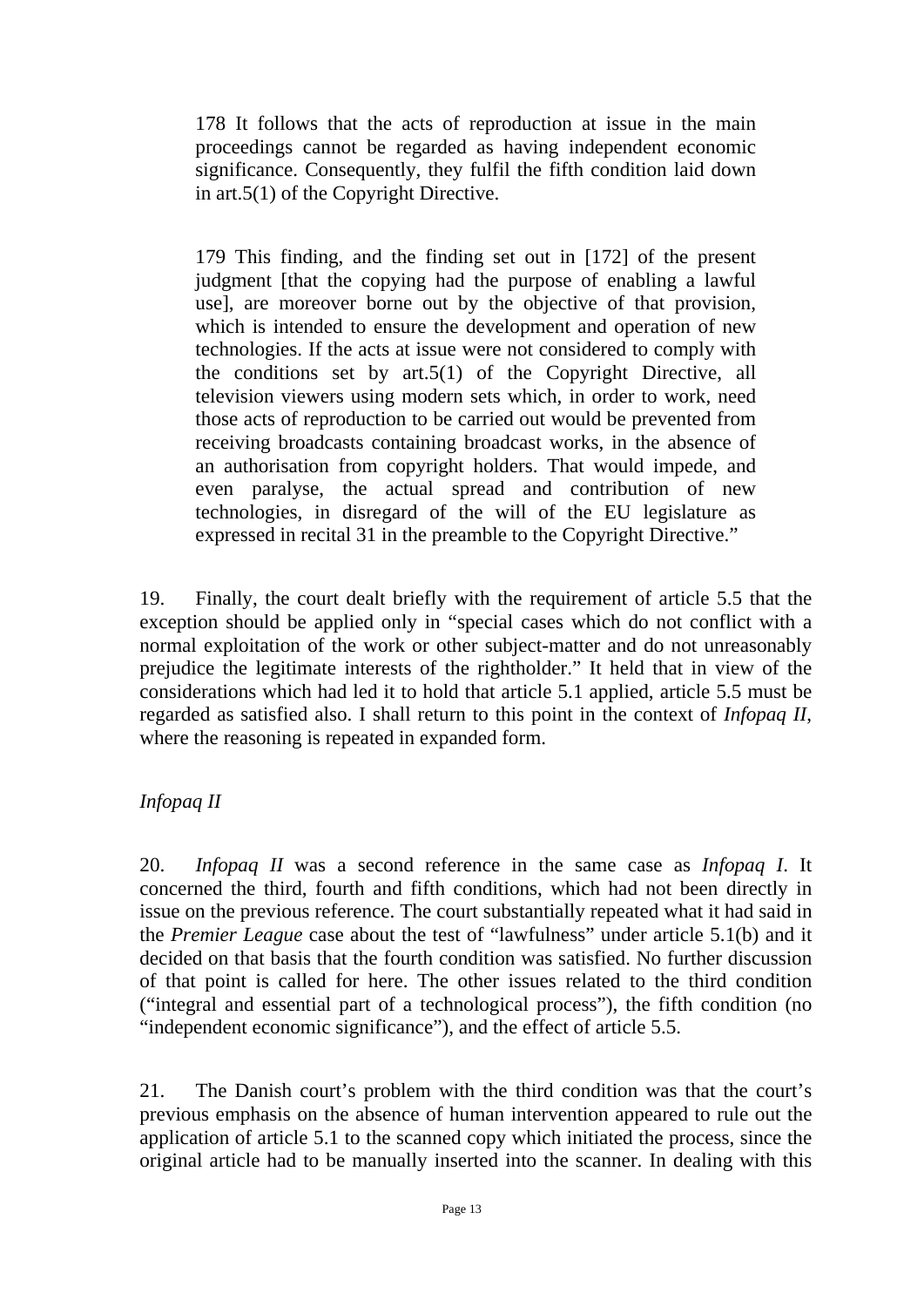> 178 It follows that the acts of reproduction at issue in the main proceedings cannot be regarded as having independent economic significance. Consequently, they fulfil the fifth condition laid down in art.5(1) of the Copyright Directive.
>
> 179 This finding, and the finding set out in [172] of the present judgment [that the copying had the purpose of enabling a lawful use], are moreover borne out by the objective of that provision, which is intended to ensure the development and operation of new technologies. If the acts at issue were not considered to comply with the conditions set by art.5(1) of the Copyright Directive, all television viewers using modern sets which, in order to work, need those acts of reproduction to be carried out would be prevented from receiving broadcasts containing broadcast works, in the absence of an authorisation from copyright holders. That would impede, and even paralyse, the actual spread and contribution of new technologies, in disregard of the will of the EU legislature as expressed in recital 31 in the preamble to the Copyright Directive."

19. Finally, the court dealt briefly with the requirement of article 5.5 that the exception should be applied only in "special cases which do not conflict with a normal exploitation of the work or other subject-matter and do not unreasonably prejudice the legitimate interests of the rightholder." It held that in view of the considerations which had led it to hold that article 5.1 applied, article 5.5 must be regarded as satisfied also. I shall return to this point in the context of *Infopaq II*, where the reasoning is repeated in expanded form.

*Infopaq II*

20. *Infopaq II* was a second reference in the same case as *Infopaq I*. It concerned the third, fourth and fifth conditions, which had not been directly in issue on the previous reference. The court substantially repeated what it had said in the *Premier League* case about the test of "lawfulness" under article 5.1(b) and it decided on that basis that the fourth condition was satisfied. No further discussion of that point is called for here. The other issues related to the third condition ("integral and essential part of a technological process"), the fifth condition (no "independent economic significance"), and the effect of article 5.5.

21. The Danish court's problem with the third condition was that the court's previous emphasis on the absence of human intervention appeared to rule out the application of article 5.1 to the scanned copy which initiated the process, since the original article had to be manually inserted into the scanner. In dealing with this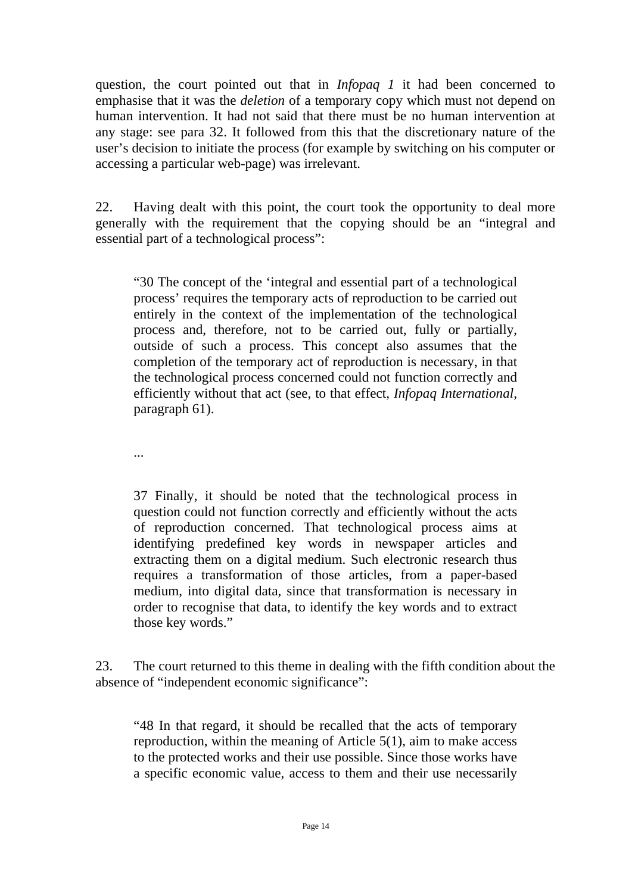question, the court pointed out that in *Infopaq 1* it had been concerned to emphasise that it was the *deletion* of a temporary copy which must not depend on human intervention. It had not said that there must be no human intervention at any stage: see para 32. It followed from this that the discretionary nature of the user's decision to initiate the process (for example by switching on his computer or accessing a particular web-page) was irrelevant.

22. Having dealt with this point, the court took the opportunity to deal more generally with the requirement that the copying should be an "integral and essential part of a technological process":

> "30 The concept of the 'integral and essential part of a technological process' requires the temporary acts of reproduction to be carried out entirely in the context of the implementation of the technological process and, therefore, not to be carried out, fully or partially, outside of such a process. This concept also assumes that the completion of the temporary act of reproduction is necessary, in that the technological process concerned could not function correctly and efficiently without that act (see, to that effect, *Infopaq International*, paragraph 61).
>
> ...
>
> 37 Finally, it should be noted that the technological process in question could not function correctly and efficiently without the acts of reproduction concerned. That technological process aims at identifying predefined key words in newspaper articles and extracting them on a digital medium. Such electronic research thus requires a transformation of those articles, from a paper-based medium, into digital data, since that transformation is necessary in order to recognise that data, to identify the key words and to extract those key words."

23. The court returned to this theme in dealing with the fifth condition about the absence of "independent economic significance":

> "48 In that regard, it should be recalled that the acts of temporary reproduction, within the meaning of Article 5(1), aim to make access to the protected works and their use possible. Since those works have a specific economic value, access to them and their use necessarily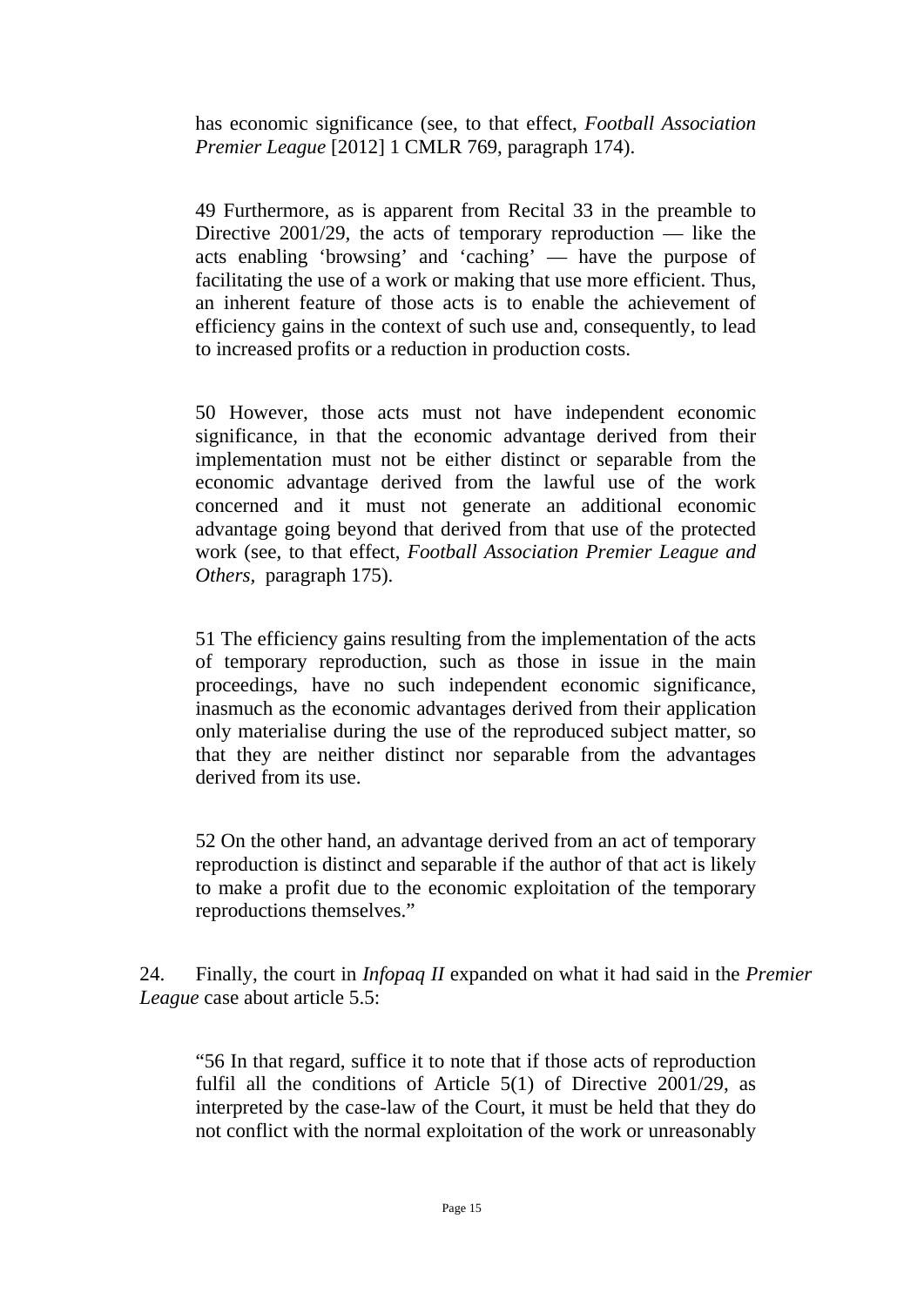has economic significance (see, to that effect, *Football Association Premier League* [2012] 1 CMLR 769, paragraph 174).

> 49 Furthermore, as is apparent from Recital 33 in the preamble to Directive 2001/29, the acts of temporary reproduction — like the acts enabling 'browsing' and 'caching' — have the purpose of facilitating the use of a work or making that use more efficient. Thus, an inherent feature of those acts is to enable the achievement of efficiency gains in the context of such use and, consequently, to lead to increased profits or a reduction in production costs.
>
> 50 However, those acts must not have independent economic significance, in that the economic advantage derived from their implementation must not be either distinct or separable from the economic advantage derived from the lawful use of the work concerned and it must not generate an additional economic advantage going beyond that derived from that use of the protected work (see, to that effect, *Football Association Premier League and Others,* paragraph 175).
>
> 51 The efficiency gains resulting from the implementation of the acts of temporary reproduction, such as those in issue in the main proceedings, have no such independent economic significance, inasmuch as the economic advantages derived from their application only materialise during the use of the reproduced subject matter, so that they are neither distinct nor separable from the advantages derived from its use.
>
> 52 On the other hand, an advantage derived from an act of temporary reproduction is distinct and separable if the author of that act is likely to make a profit due to the economic exploitation of the temporary reproductions themselves."

24. Finally, the court in *Infopaq II* expanded on what it had said in the *Premier League* case about article 5.5:

> "56 In that regard, suffice it to note that if those acts of reproduction fulfil all the conditions of Article 5(1) of Directive 2001/29, as interpreted by the case-law of the Court, it must be held that they do not conflict with the normal exploitation of the work or unreasonably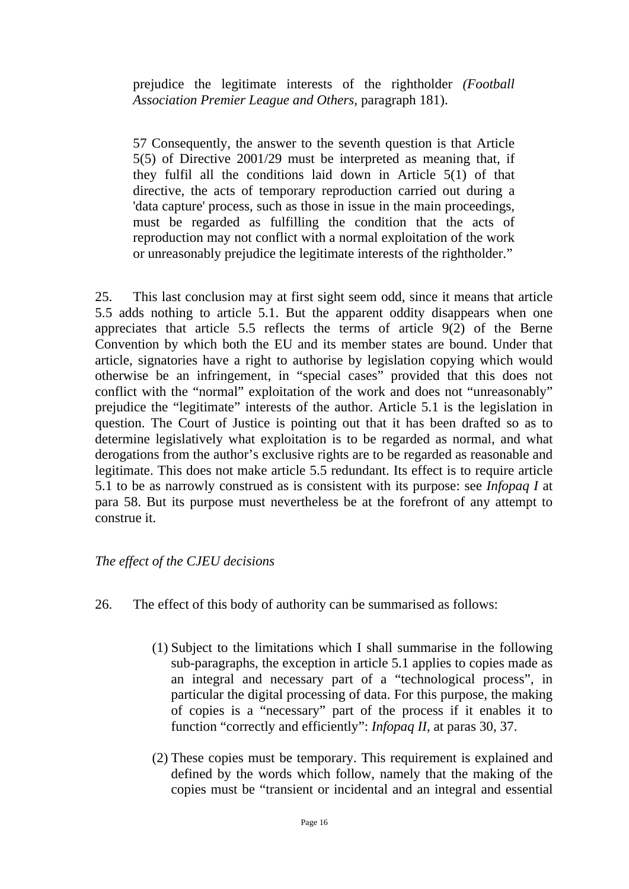prejudice the legitimate interests of the rightholder *(Football Association Premier League and Others*, paragraph 181).

57 Consequently, the answer to the seventh question is that Article 5(5) of Directive 2001/29 must be interpreted as meaning that, if they fulfil all the conditions laid down in Article 5(1) of that directive, the acts of temporary reproduction carried out during a 'data capture' process, such as those in issue in the main proceedings, must be regarded as fulfilling the condition that the acts of reproduction may not conflict with a normal exploitation of the work or unreasonably prejudice the legitimate interests of the rightholder."

25. This last conclusion may at first sight seem odd, since it means that article 5.5 adds nothing to article 5.1. But the apparent oddity disappears when one appreciates that article 5.5 reflects the terms of article 9(2) of the Berne Convention by which both the EU and its member states are bound. Under that article, signatories have a right to authorise by legislation copying which would otherwise be an infringement, in "special cases" provided that this does not conflict with the "normal" exploitation of the work and does not "unreasonably" prejudice the "legitimate" interests of the author. Article 5.1 is the legislation in question. The Court of Justice is pointing out that it has been drafted so as to determine legislatively what exploitation is to be regarded as normal, and what derogations from the author's exclusive rights are to be regarded as reasonable and legitimate. This does not make article 5.5 redundant. Its effect is to require article 5.1 to be as narrowly construed as is consistent with its purpose: see *Infopaq I* at para 58. But its purpose must nevertheless be at the forefront of any attempt to construe it.

*The effect of the CJEU decisions*

26. The effect of this body of authority can be summarised as follows:

(1) Subject to the limitations which I shall summarise in the following sub-paragraphs, the exception in article 5.1 applies to copies made as an integral and necessary part of a "technological process", in particular the digital processing of data. For this purpose, the making of copies is a "necessary" part of the process if it enables it to function "correctly and efficiently": *Infopaq II*, at paras 30, 37.

(2) These copies must be temporary. This requirement is explained and defined by the words which follow, namely that the making of the copies must be "transient or incidental and an integral and essential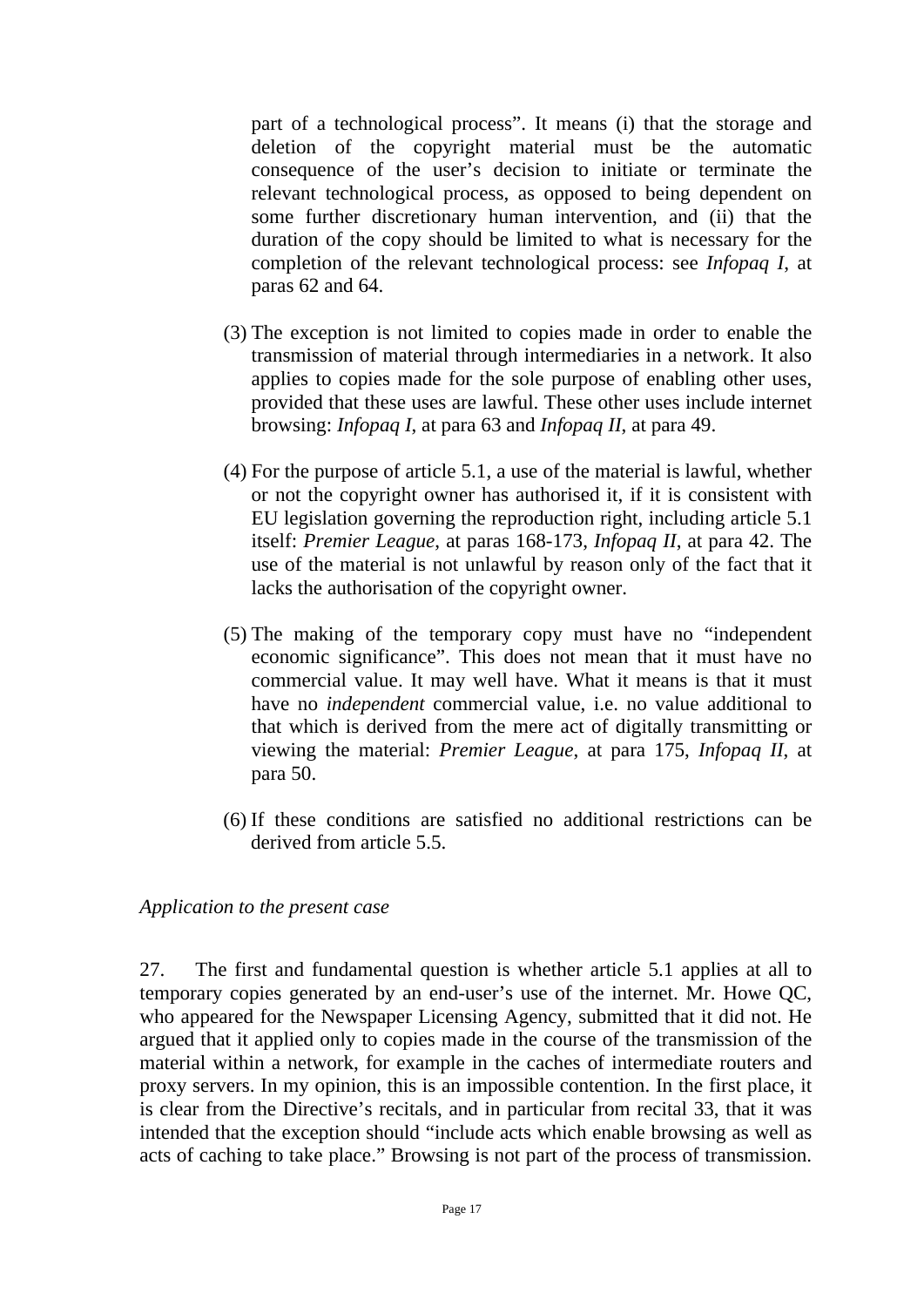part of a technological process". It means (i) that the storage and deletion of the copyright material must be the automatic consequence of the user's decision to initiate or terminate the relevant technological process, as opposed to being dependent on some further discretionary human intervention, and (ii) that the duration of the copy should be limited to what is necessary for the completion of the relevant technological process: see *Infopaq I*, at paras 62 and 64.

(3) The exception is not limited to copies made in order to enable the transmission of material through intermediaries in a network. It also applies to copies made for the sole purpose of enabling other uses, provided that these uses are lawful. These other uses include internet browsing: *Infopaq I*, at para 63 and *Infopaq II*, at para 49.

(4) For the purpose of article 5.1, a use of the material is lawful, whether or not the copyright owner has authorised it, if it is consistent with EU legislation governing the reproduction right, including article 5.1 itself: *Premier League*, at paras 168-173, *Infopaq II*, at para 42. The use of the material is not unlawful by reason only of the fact that it lacks the authorisation of the copyright owner.

(5) The making of the temporary copy must have no "independent economic significance". This does not mean that it must have no commercial value. It may well have. What it means is that it must have no *independent* commercial value, i.e. no value additional to that which is derived from the mere act of digitally transmitting or viewing the material: *Premier League*, at para 175, *Infopaq II*, at para 50.

(6) If these conditions are satisfied no additional restrictions can be derived from article 5.5.

*Application to the present case*

27. The first and fundamental question is whether article 5.1 applies at all to temporary copies generated by an end-user's use of the internet. Mr. Howe QC, who appeared for the Newspaper Licensing Agency, submitted that it did not. He argued that it applied only to copies made in the course of the transmission of the material within a network, for example in the caches of intermediate routers and proxy servers. In my opinion, this is an impossible contention. In the first place, it is clear from the Directive's recitals, and in particular from recital 33, that it was intended that the exception should "include acts which enable browsing as well as acts of caching to take place." Browsing is not part of the process of transmission.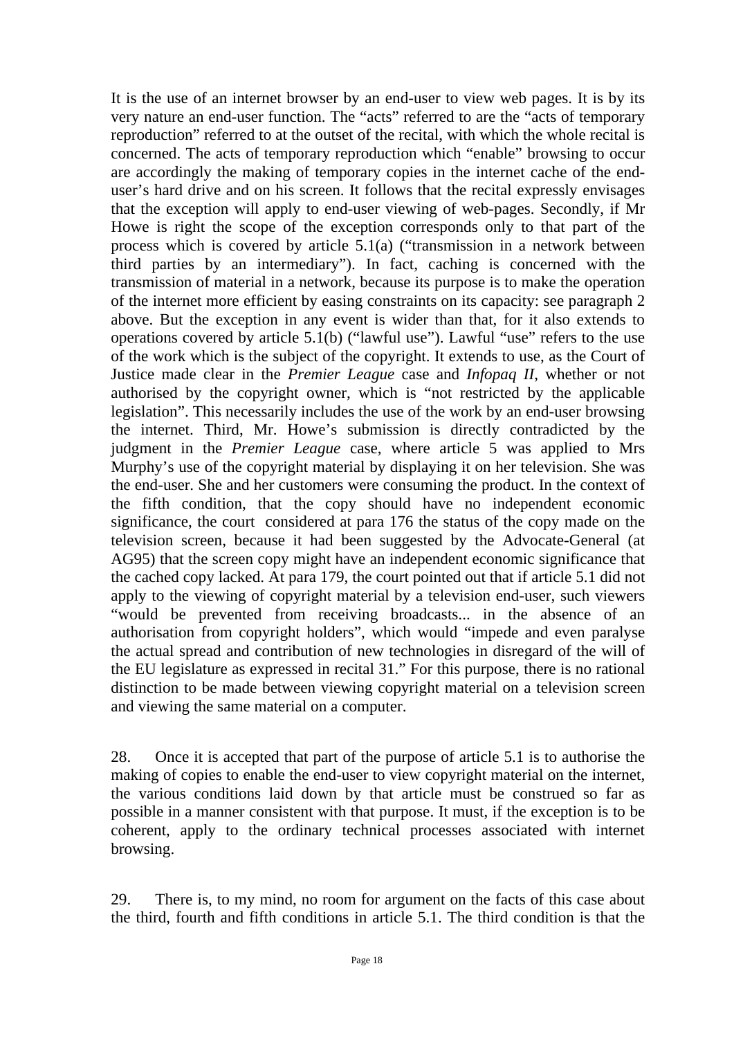It is the use of an internet browser by an end-user to view web pages. It is by its very nature an end-user function. The "acts" referred to are the "acts of temporary reproduction" referred to at the outset of the recital, with which the whole recital is concerned. The acts of temporary reproduction which "enable" browsing to occur are accordingly the making of temporary copies in the internet cache of the end-user's hard drive and on his screen. It follows that the recital expressly envisages that the exception will apply to end-user viewing of web-pages. Secondly, if Mr Howe is right the scope of the exception corresponds only to that part of the process which is covered by article 5.1(a) ("transmission in a network between third parties by an intermediary"). In fact, caching is concerned with the transmission of material in a network, because its purpose is to make the operation of the internet more efficient by easing constraints on its capacity: see paragraph 2 above. But the exception in any event is wider than that, for it also extends to operations covered by article 5.1(b) ("lawful use"). Lawful "use" refers to the use of the work which is the subject of the copyright. It extends to use, as the Court of Justice made clear in the *Premier League* case and *Infopaq II*, whether or not authorised by the copyright owner, which is "not restricted by the applicable legislation". This necessarily includes the use of the work by an end-user browsing the internet. Third, Mr. Howe's submission is directly contradicted by the judgment in the *Premier League* case, where article 5 was applied to Mrs Murphy's use of the copyright material by displaying it on her television. She was the end-user. She and her customers were consuming the product. In the context of the fifth condition, that the copy should have no independent economic significance, the court considered at para 176 the status of the copy made on the television screen, because it had been suggested by the Advocate-General (at AG95) that the screen copy might have an independent economic significance that the cached copy lacked. At para 179, the court pointed out that if article 5.1 did not apply to the viewing of copyright material by a television end-user, such viewers "would be prevented from receiving broadcasts... in the absence of an authorisation from copyright holders", which would "impede and even paralyse the actual spread and contribution of new technologies in disregard of the will of the EU legislature as expressed in recital 31." For this purpose, there is no rational distinction to be made between viewing copyright material on a television screen and viewing the same material on a computer.

28. Once it is accepted that part of the purpose of article 5.1 is to authorise the making of copies to enable the end-user to view copyright material on the internet, the various conditions laid down by that article must be construed so far as possible in a manner consistent with that purpose. It must, if the exception is to be coherent, apply to the ordinary technical processes associated with internet browsing.

29. There is, to my mind, no room for argument on the facts of this case about the third, fourth and fifth conditions in article 5.1. The third condition is that the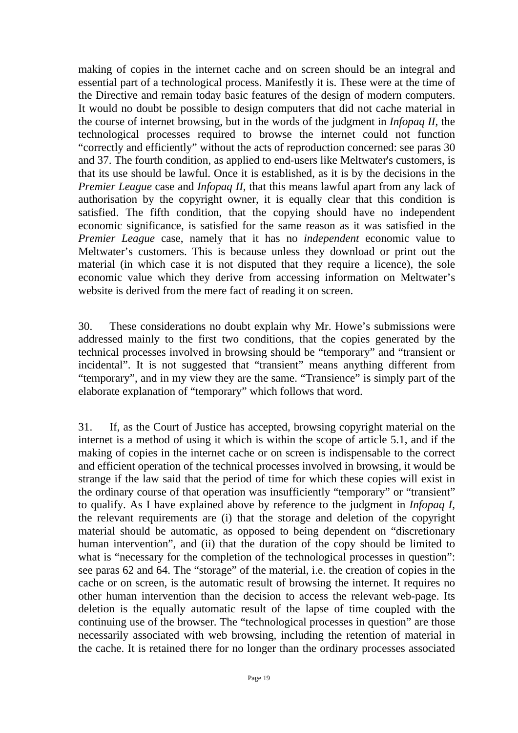making of copies in the internet cache and on screen should be an integral and essential part of a technological process. Manifestly it is. These were at the time of the Directive and remain today basic features of the design of modern computers. It would no doubt be possible to design computers that did not cache material in the course of internet browsing, but in the words of the judgment in *Infopaq II*, the technological processes required to browse the internet could not function "correctly and efficiently" without the acts of reproduction concerned: see paras 30 and 37. The fourth condition, as applied to end-users like Meltwater's customers, is that its use should be lawful. Once it is established, as it is by the decisions in the *Premier League* case and *Infopaq II*, that this means lawful apart from any lack of authorisation by the copyright owner, it is equally clear that this condition is satisfied. The fifth condition, that the copying should have no independent economic significance, is satisfied for the same reason as it was satisfied in the *Premier League* case, namely that it has no *independent* economic value to Meltwater's customers. This is because unless they download or print out the material (in which case it is not disputed that they require a licence), the sole economic value which they derive from accessing information on Meltwater's website is derived from the mere fact of reading it on screen.

30. These considerations no doubt explain why Mr. Howe's submissions were addressed mainly to the first two conditions, that the copies generated by the technical processes involved in browsing should be "temporary" and "transient or incidental". It is not suggested that "transient" means anything different from "temporary", and in my view they are the same. "Transience" is simply part of the elaborate explanation of "temporary" which follows that word.

31. If, as the Court of Justice has accepted, browsing copyright material on the internet is a method of using it which is within the scope of article 5.1, and if the making of copies in the internet cache or on screen is indispensable to the correct and efficient operation of the technical processes involved in browsing, it would be strange if the law said that the period of time for which these copies will exist in the ordinary course of that operation was insufficiently "temporary" or "transient" to qualify. As I have explained above by reference to the judgment in *Infopaq I*, the relevant requirements are (i) that the storage and deletion of the copyright material should be automatic, as opposed to being dependent on "discretionary human intervention", and (ii) that the duration of the copy should be limited to what is "necessary for the completion of the technological processes in question": see paras 62 and 64. The "storage" of the material, i.e. the creation of copies in the cache or on screen, is the automatic result of browsing the internet. It requires no other human intervention than the decision to access the relevant web-page. Its deletion is the equally automatic result of the lapse of time coupled with the continuing use of the browser. The "technological processes in question" are those necessarily associated with web browsing, including the retention of material in the cache. It is retained there for no longer than the ordinary processes associated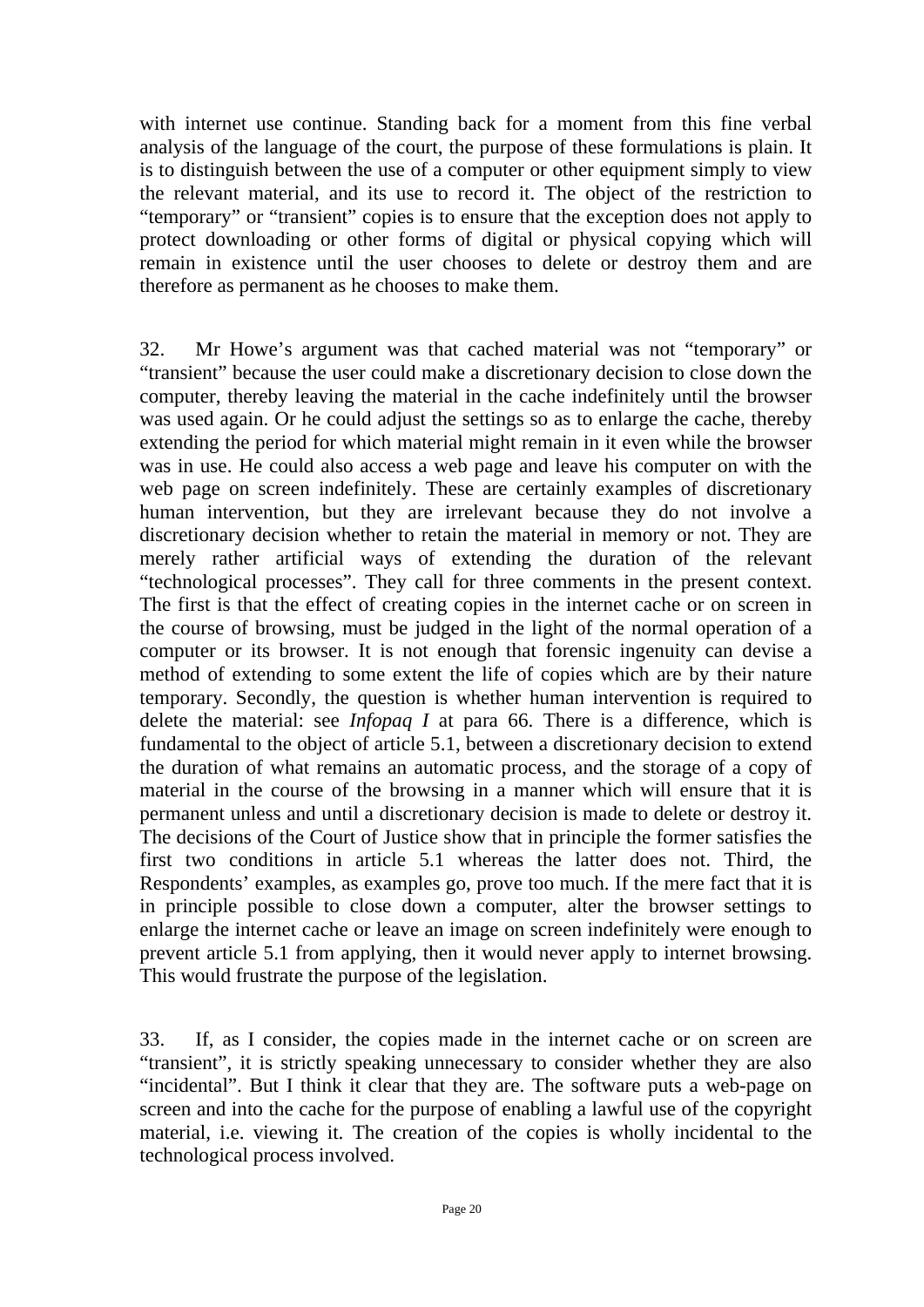with internet use continue. Standing back for a moment from this fine verbal analysis of the language of the court, the purpose of these formulations is plain. It is to distinguish between the use of a computer or other equipment simply to view the relevant material, and its use to record it. The object of the restriction to "temporary" or "transient" copies is to ensure that the exception does not apply to protect downloading or other forms of digital or physical copying which will remain in existence until the user chooses to delete or destroy them and are therefore as permanent as he chooses to make them.

32. Mr Howe's argument was that cached material was not "temporary" or "transient" because the user could make a discretionary decision to close down the computer, thereby leaving the material in the cache indefinitely until the browser was used again. Or he could adjust the settings so as to enlarge the cache, thereby extending the period for which material might remain in it even while the browser was in use. He could also access a web page and leave his computer on with the web page on screen indefinitely. These are certainly examples of discretionary human intervention, but they are irrelevant because they do not involve a discretionary decision whether to retain the material in memory or not. They are merely rather artificial ways of extending the duration of the relevant "technological processes". They call for three comments in the present context. The first is that the effect of creating copies in the internet cache or on screen in the course of browsing, must be judged in the light of the normal operation of a computer or its browser. It is not enough that forensic ingenuity can devise a method of extending to some extent the life of copies which are by their nature temporary. Secondly, the question is whether human intervention is required to delete the material: see *Infopaq I* at para 66. There is a difference, which is fundamental to the object of article 5.1, between a discretionary decision to extend the duration of what remains an automatic process, and the storage of a copy of material in the course of the browsing in a manner which will ensure that it is permanent unless and until a discretionary decision is made to delete or destroy it. The decisions of the Court of Justice show that in principle the former satisfies the first two conditions in article 5.1 whereas the latter does not. Third, the Respondents' examples, as examples go, prove too much. If the mere fact that it is in principle possible to close down a computer, alter the browser settings to enlarge the internet cache or leave an image on screen indefinitely were enough to prevent article 5.1 from applying, then it would never apply to internet browsing. This would frustrate the purpose of the legislation.

33. If, as I consider, the copies made in the internet cache or on screen are "transient", it is strictly speaking unnecessary to consider whether they are also "incidental". But I think it clear that they are. The software puts a web-page on screen and into the cache for the purpose of enabling a lawful use of the copyright material, i.e. viewing it. The creation of the copies is wholly incidental to the technological process involved.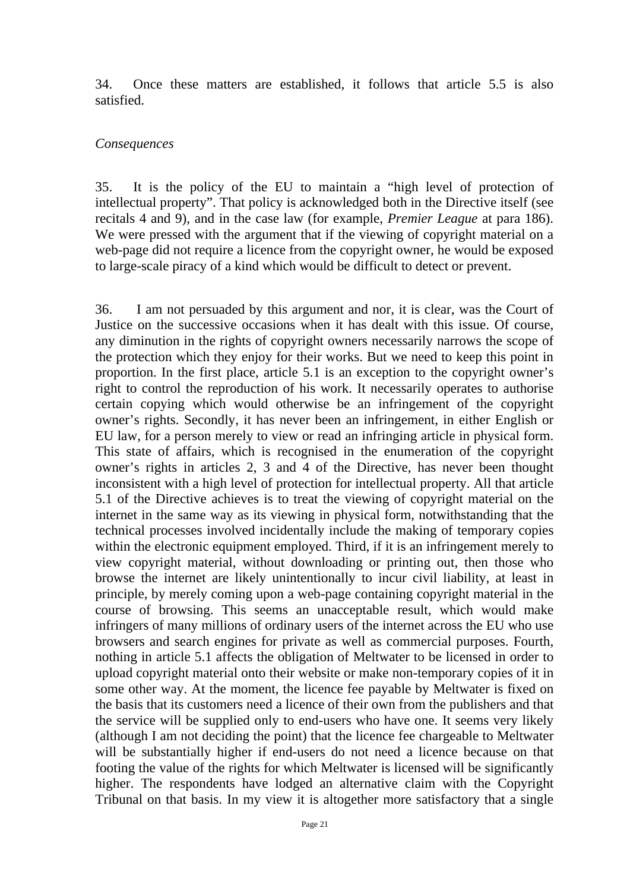34. Once these matters are established, it follows that article 5.5 is also satisfied.

*Consequences*

35. It is the policy of the EU to maintain a "high level of protection of intellectual property". That policy is acknowledged both in the Directive itself (see recitals 4 and 9), and in the case law (for example, *Premier League* at para 186). We were pressed with the argument that if the viewing of copyright material on a web-page did not require a licence from the copyright owner, he would be exposed to large-scale piracy of a kind which would be difficult to detect or prevent.

36. I am not persuaded by this argument and nor, it is clear, was the Court of Justice on the successive occasions when it has dealt with this issue. Of course, any diminution in the rights of copyright owners necessarily narrows the scope of the protection which they enjoy for their works. But we need to keep this point in proportion. In the first place, article 5.1 is an exception to the copyright owner's right to control the reproduction of his work. It necessarily operates to authorise certain copying which would otherwise be an infringement of the copyright owner's rights. Secondly, it has never been an infringement, in either English or EU law, for a person merely to view or read an infringing article in physical form. This state of affairs, which is recognised in the enumeration of the copyright owner's rights in articles 2, 3 and 4 of the Directive, has never been thought inconsistent with a high level of protection for intellectual property. All that article 5.1 of the Directive achieves is to treat the viewing of copyright material on the internet in the same way as its viewing in physical form, notwithstanding that the technical processes involved incidentally include the making of temporary copies within the electronic equipment employed. Third, if it is an infringement merely to view copyright material, without downloading or printing out, then those who browse the internet are likely unintentionally to incur civil liability, at least in principle, by merely coming upon a web-page containing copyright material in the course of browsing. This seems an unacceptable result, which would make infringers of many millions of ordinary users of the internet across the EU who use browsers and search engines for private as well as commercial purposes. Fourth, nothing in article 5.1 affects the obligation of Meltwater to be licensed in order to upload copyright material onto their website or make non-temporary copies of it in some other way. At the moment, the licence fee payable by Meltwater is fixed on the basis that its customers need a licence of their own from the publishers and that the service will be supplied only to end-users who have one. It seems very likely (although I am not deciding the point) that the licence fee chargeable to Meltwater will be substantially higher if end-users do not need a licence because on that footing the value of the rights for which Meltwater is licensed will be significantly higher. The respondents have lodged an alternative claim with the Copyright Tribunal on that basis. In my view it is altogether more satisfactory that a single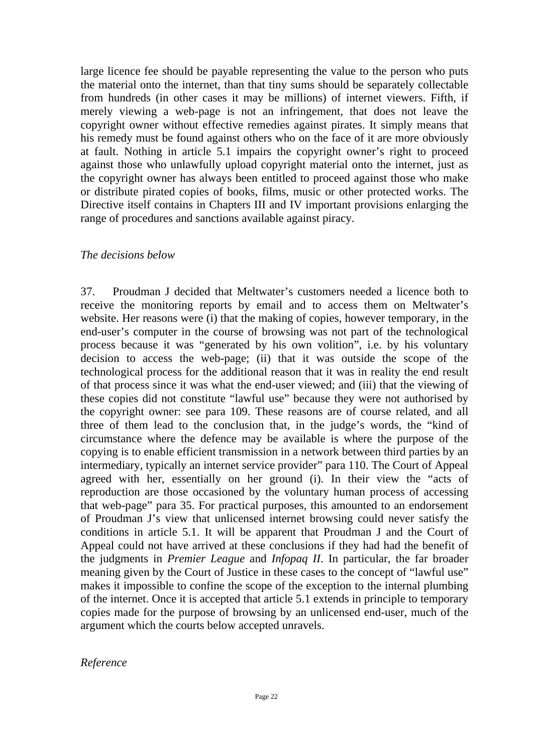large licence fee should be payable representing the value to the person who puts the material onto the internet, than that tiny sums should be separately collectable from hundreds (in other cases it may be millions) of internet viewers. Fifth, if merely viewing a web-page is not an infringement, that does not leave the copyright owner without effective remedies against pirates. It simply means that his remedy must be found against others who on the face of it are more obviously at fault. Nothing in article 5.1 impairs the copyright owner's right to proceed against those who unlawfully upload copyright material onto the internet, just as the copyright owner has always been entitled to proceed against those who make or distribute pirated copies of books, films, music or other protected works. The Directive itself contains in Chapters III and IV important provisions enlarging the range of procedures and sanctions available against piracy.

*The decisions below*

37. Proudman J decided that Meltwater's customers needed a licence both to receive the monitoring reports by email and to access them on Meltwater's website. Her reasons were (i) that the making of copies, however temporary, in the end-user's computer in the course of browsing was not part of the technological process because it was "generated by his own volition", i.e. by his voluntary decision to access the web-page; (ii) that it was outside the scope of the technological process for the additional reason that it was in reality the end result of that process since it was what the end-user viewed; and (iii) that the viewing of these copies did not constitute "lawful use" because they were not authorised by the copyright owner: see para 109. These reasons are of course related, and all three of them lead to the conclusion that, in the judge's words, the "kind of circumstance where the defence may be available is where the purpose of the copying is to enable efficient transmission in a network between third parties by an intermediary, typically an internet service provider" para 110. The Court of Appeal agreed with her, essentially on her ground (i). In their view the "acts of reproduction are those occasioned by the voluntary human process of accessing that web-page" para 35. For practical purposes, this amounted to an endorsement of Proudman J's view that unlicensed internet browsing could never satisfy the conditions in article 5.1. It will be apparent that Proudman J and the Court of Appeal could not have arrived at these conclusions if they had had the benefit of the judgments in *Premier League* and *Infopaq II*. In particular, the far broader meaning given by the Court of Justice in these cases to the concept of "lawful use" makes it impossible to confine the scope of the exception to the internal plumbing of the internet. Once it is accepted that article 5.1 extends in principle to temporary copies made for the purpose of browsing by an unlicensed end-user, much of the argument which the courts below accepted unravels.

*Reference*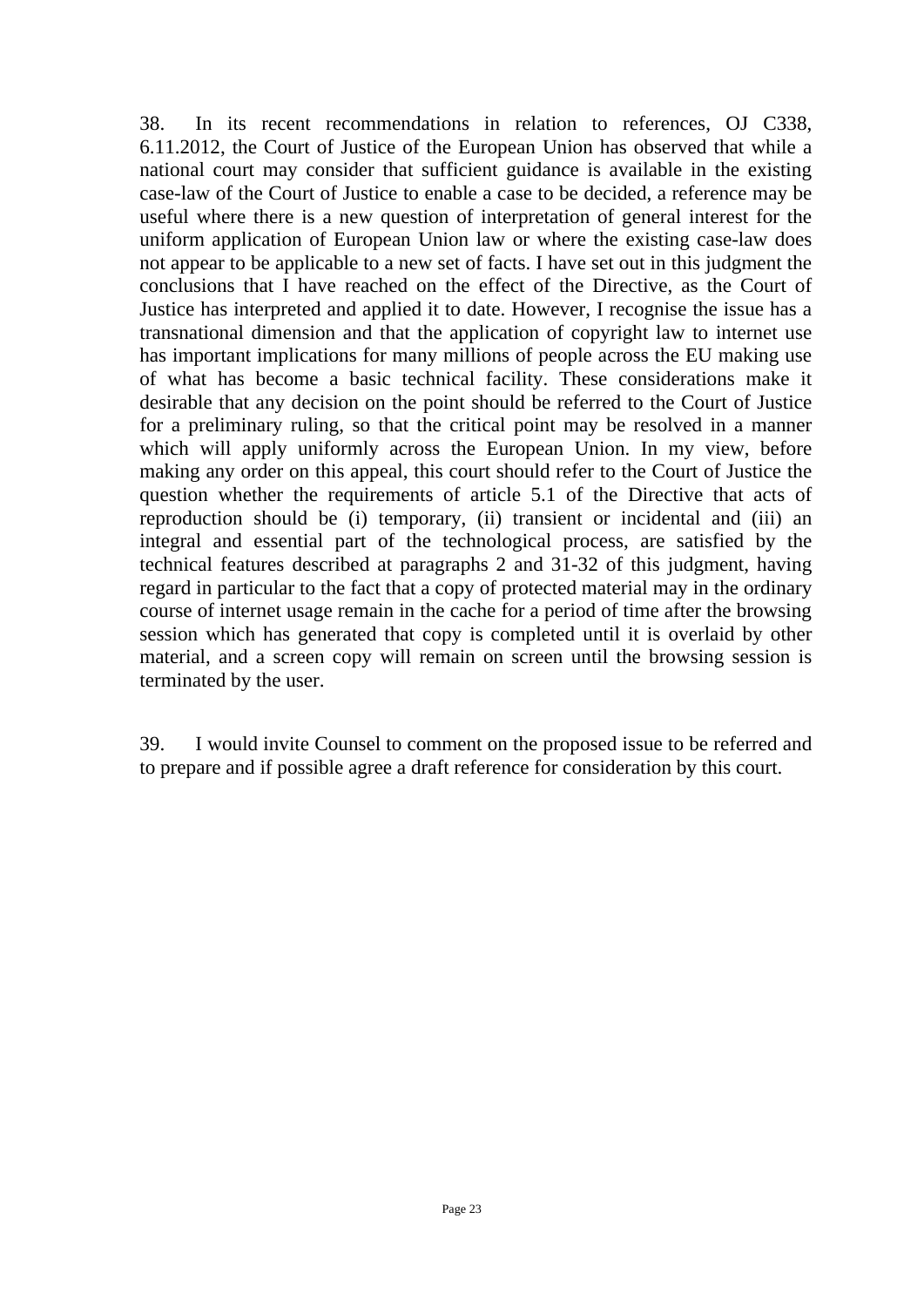38. In its recent recommendations in relation to references, OJ C338, 6.11.2012, the Court of Justice of the European Union has observed that while a national court may consider that sufficient guidance is available in the existing case-law of the Court of Justice to enable a case to be decided, a reference may be useful where there is a new question of interpretation of general interest for the uniform application of European Union law or where the existing case-law does not appear to be applicable to a new set of facts. I have set out in this judgment the conclusions that I have reached on the effect of the Directive, as the Court of Justice has interpreted and applied it to date. However, I recognise the issue has a transnational dimension and that the application of copyright law to internet use has important implications for many millions of people across the EU making use of what has become a basic technical facility. These considerations make it desirable that any decision on the point should be referred to the Court of Justice for a preliminary ruling, so that the critical point may be resolved in a manner which will apply uniformly across the European Union. In my view, before making any order on this appeal, this court should refer to the Court of Justice the question whether the requirements of article 5.1 of the Directive that acts of reproduction should be (i) temporary, (ii) transient or incidental and (iii) an integral and essential part of the technological process, are satisfied by the technical features described at paragraphs 2 and 31-32 of this judgment, having regard in particular to the fact that a copy of protected material may in the ordinary course of internet usage remain in the cache for a period of time after the browsing session which has generated that copy is completed until it is overlaid by other material, and a screen copy will remain on screen until the browsing session is terminated by the user.

39. I would invite Counsel to comment on the proposed issue to be referred and to prepare and if possible agree a draft reference for consideration by this court.